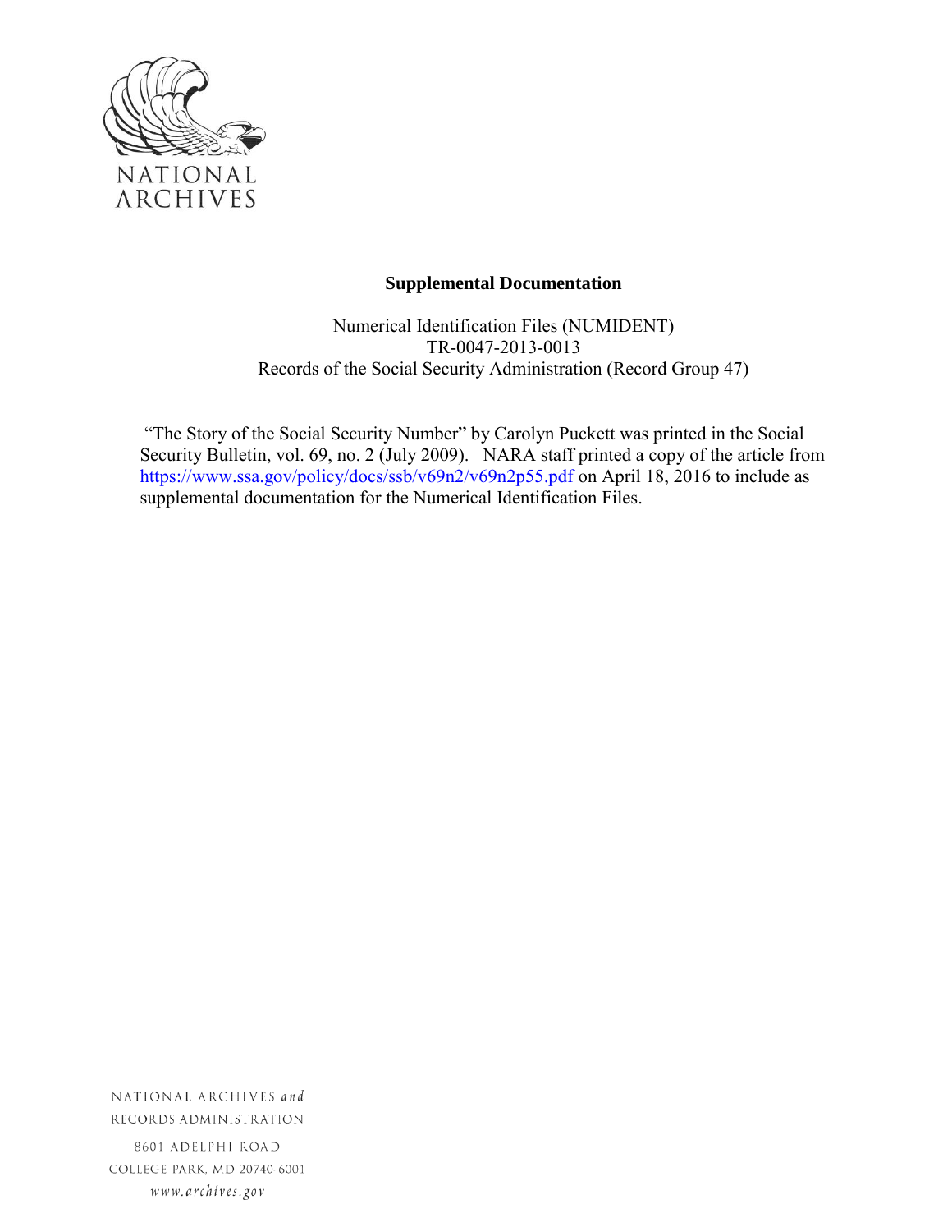NATIONAL ARCHIVES

**Supplemental Documentation**

Numerical Identification Files (NUMIDENT)
TR-0047-2013-0013
Records of the Social Security Administration (Record Group 47)

"The Story of the Social Security Number" by Carolyn Puckett was printed in the Social Security Bulletin, vol. 69, no. 2 (July 2009). NARA staff printed a copy of the article from https://www.ssa.gov/policy/docs/ssb/v69n2/v69n2p55.pdf on April 18, 2016 to include as supplemental documentation for the Numerical Identification Files.

NATIONAL ARCHIVES *and*
RECORDS ADMINISTRATION
8601 ADELPHI ROAD
COLLEGE PARK, MD 20740-6001
*www.archives.gov*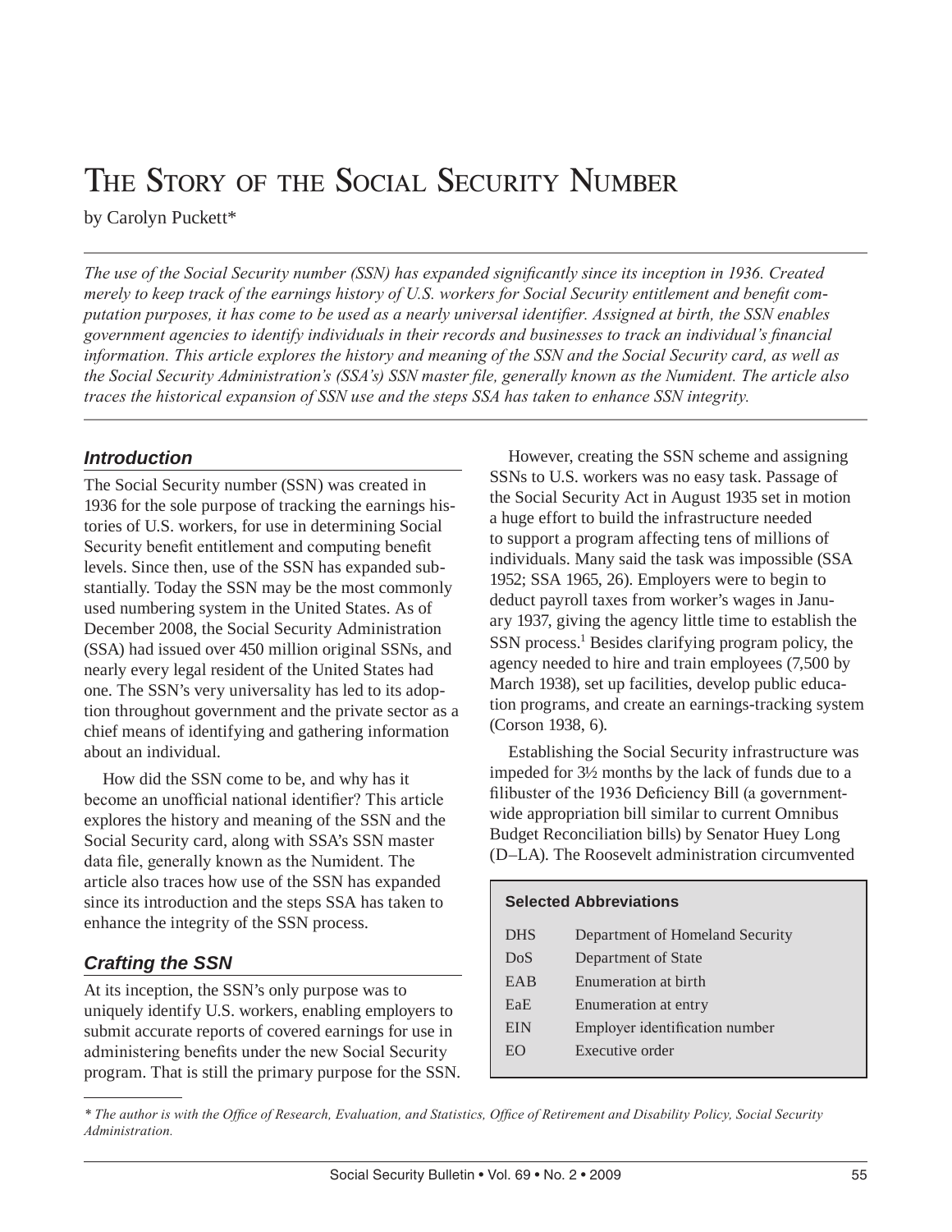# The Story of the Social Security Number

by Carolyn Puckett*

*The use of the Social Security number (SSN) has expanded significantly since its inception in 1936. Created merely to keep track of the earnings history of U.S. workers for Social Security entitlement and benefit computation purposes, it has come to be used as a nearly universal identifier. Assigned at birth, the SSN enables government agencies to identify individuals in their records and businesses to track an individual's financial information. This article explores the history and meaning of the SSN and the Social Security card, as well as the Social Security Administration's (SSA's) SSN master file, generally known as the Numident. The article also traces the historical expansion of SSN use and the steps SSA has taken to enhance SSN integrity.*

## Introduction

The Social Security number (SSN) was created in 1936 for the sole purpose of tracking the earnings histories of U.S. workers, for use in determining Social Security benefit entitlement and computing benefit levels. Since then, use of the SSN has expanded substantially. Today the SSN may be the most commonly used numbering system in the United States. As of December 2008, the Social Security Administration (SSA) had issued over 450 million original SSNs, and nearly every legal resident of the United States had one. The SSN's very universality has led to its adoption throughout government and the private sector as a chief means of identifying and gathering information about an individual.

How did the SSN come to be, and why has it become an unofficial national identifier? This article explores the history and meaning of the SSN and the Social Security card, along with SSA's SSN master data file, generally known as the Numident. The article also traces how use of the SSN has expanded since its introduction and the steps SSA has taken to enhance the integrity of the SSN process.

## Crafting the SSN

At its inception, the SSN's only purpose was to uniquely identify U.S. workers, enabling employers to submit accurate reports of covered earnings for use in administering benefits under the new Social Security program. That is still the primary purpose for the SSN.

However, creating the SSN scheme and assigning SSNs to U.S. workers was no easy task. Passage of the Social Security Act in August 1935 set in motion a huge effort to build the infrastructure needed to support a program affecting tens of millions of individuals. Many said the task was impossible (SSA 1952; SSA 1965, 26). Employers were to begin to deduct payroll taxes from worker's wages in January 1937, giving the agency little time to establish the SSN process.[1] Besides clarifying program policy, the agency needed to hire and train employees (7,500 by March 1938), set up facilities, develop public education programs, and create an earnings-tracking system (Corson 1938, 6).

Establishing the Social Security infrastructure was impeded for 3½ months by the lack of funds due to a filibuster of the 1936 Deficiency Bill (a government-wide appropriation bill similar to current Omnibus Budget Reconciliation bills) by Senator Huey Long (D–LA). The Roosevelt administration circumvented

**Selected Abbreviations**

| | |
|---|---|
| DHS | Department of Homeland Security |
| DoS | Department of State |
| EAB | Enumeration at birth |
| EaE | Enumeration at entry |
| EIN | Employer identification number |
| EO | Executive order |

\* The author is with the Office of Research, Evaluation, and Statistics, Office of Retirement and Disability Policy, Social Security Administration.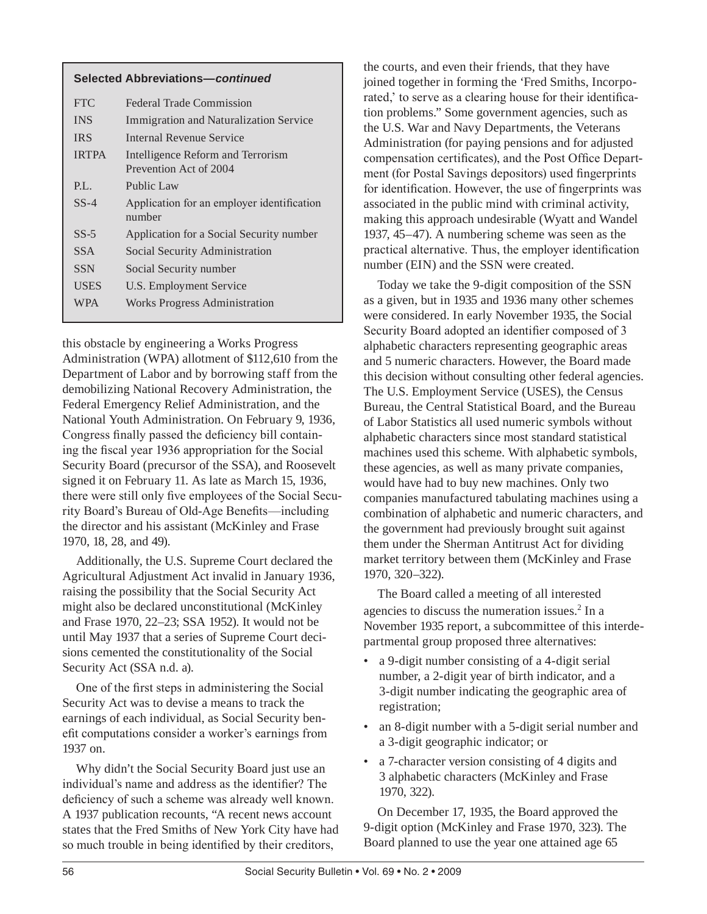**Selected Abbreviations—*continued***

| Abbreviation | Meaning |
| --- | --- |
| FTC | Federal Trade Commission |
| INS | Immigration and Naturalization Service |
| IRS | Internal Revenue Service |
| IRTPA | Intelligence Reform and Terrorism Prevention Act of 2004 |
| P.L. | Public Law |
| SS-4 | Application for an employer identification number |
| SS-5 | Application for a Social Security number |
| SSA | Social Security Administration |
| SSN | Social Security number |
| USES | U.S. Employment Service |
| WPA | Works Progress Administration |

this obstacle by engineering a Works Progress Administration (WPA) allotment of $112,610 from the Department of Labor and by borrowing staff from the demobilizing National Recovery Administration, the Federal Emergency Relief Administration, and the National Youth Administration. On February 9, 1936, Congress finally passed the deficiency bill containing the fiscal year 1936 appropriation for the Social Security Board (precursor of the SSA), and Roosevelt signed it on February 11. As late as March 15, 1936, there were still only five employees of the Social Security Board's Bureau of Old-Age Benefits—including the director and his assistant (McKinley and Frase 1970, 18, 28, and 49).

Additionally, the U.S. Supreme Court declared the Agricultural Adjustment Act invalid in January 1936, raising the possibility that the Social Security Act might also be declared unconstitutional (McKinley and Frase 1970, 22–23; SSA 1952). It would not be until May 1937 that a series of Supreme Court decisions cemented the constitutionality of the Social Security Act (SSA n.d. a).

One of the first steps in administering the Social Security Act was to devise a means to track the earnings of each individual, as Social Security benefit computations consider a worker's earnings from 1937 on.

Why didn't the Social Security Board just use an individual's name and address as the identifier? The deficiency of such a scheme was already well known. A 1937 publication recounts, "A recent news account states that the Fred Smiths of New York City have had so much trouble in being identified by their creditors, the courts, and even their friends, that they have joined together in forming the 'Fred Smiths, Incorporated,' to serve as a clearing house for their identification problems." Some government agencies, such as the U.S. War and Navy Departments, the Veterans Administration (for paying pensions and for adjusted compensation certificates), and the Post Office Department (for Postal Savings depositors) used fingerprints for identification. However, the use of fingerprints was associated in the public mind with criminal activity, making this approach undesirable (Wyatt and Wandel 1937, 45–47). A numbering scheme was seen as the practical alternative. Thus, the employer identification number (EIN) and the SSN were created.

Today we take the 9-digit composition of the SSN as a given, but in 1935 and 1936 many other schemes were considered. In early November 1935, the Social Security Board adopted an identifier composed of 3 alphabetic characters representing geographic areas and 5 numeric characters. However, the Board made this decision without consulting other federal agencies. The U.S. Employment Service (USES), the Census Bureau, the Central Statistical Board, and the Bureau of Labor Statistics all used numeric symbols without alphabetic characters since most standard statistical machines used this scheme. With alphabetic symbols, these agencies, as well as many private companies, would have had to buy new machines. Only two companies manufactured tabulating machines using a combination of alphabetic and numeric characters, and the government had previously brought suit against them under the Sherman Antitrust Act for dividing market territory between them (McKinley and Frase 1970, 320–322).

The Board called a meeting of all interested agencies to discuss the numeration issues.[2] In a November 1935 report, a subcommittee of this interdepartmental group proposed three alternatives:

- a 9-digit number consisting of a 4-digit serial number, a 2-digit year of birth indicator, and a 3-digit number indicating the geographic area of registration;
- an 8-digit number with a 5-digit serial number and a 3-digit geographic indicator; or
- a 7-character version consisting of 4 digits and 3 alphabetic characters (McKinley and Frase 1970, 322).

On December 17, 1935, the Board approved the 9-digit option (McKinley and Frase 1970, 323). The Board planned to use the year one attained age 65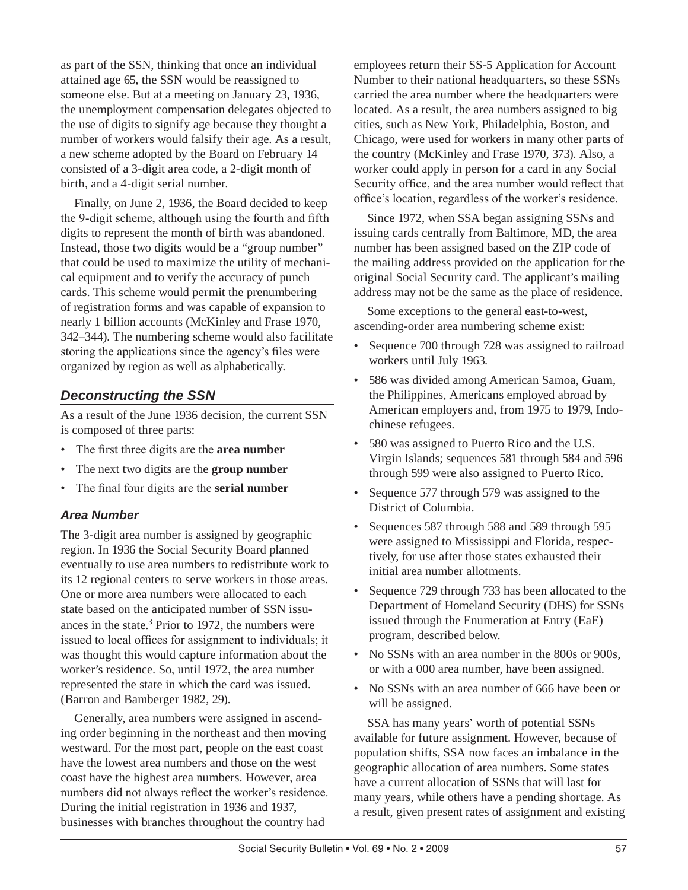as part of the SSN, thinking that once an individual attained age 65, the SSN would be reassigned to someone else. But at a meeting on January 23, 1936, the unemployment compensation delegates objected to the use of digits to signify age because they thought a number of workers would falsify their age. As a result, a new scheme adopted by the Board on February 14 consisted of a 3-digit area code, a 2-digit month of birth, and a 4-digit serial number.

Finally, on June 2, 1936, the Board decided to keep the 9-digit scheme, although using the fourth and fifth digits to represent the month of birth was abandoned. Instead, those two digits would be a "group number" that could be used to maximize the utility of mechanical equipment and to verify the accuracy of punch cards. This scheme would permit the prenumbering of registration forms and was capable of expansion to nearly 1 billion accounts (McKinley and Frase 1970, 342–344). The numbering scheme would also facilitate storing the applications since the agency's files were organized by region as well as alphabetically.

## *Deconstructing the SSN*

As a result of the June 1936 decision, the current SSN is composed of three parts:

- The first three digits are the **area number**
- The next two digits are the **group number**
- The final four digits are the **serial number**

### *Area Number*

The 3-digit area number is assigned by geographic region. In 1936 the Social Security Board planned eventually to use area numbers to redistribute work to its 12 regional centers to serve workers in those areas. One or more area numbers were allocated to each state based on the anticipated number of SSN issuances in the state.[3] Prior to 1972, the numbers were issued to local offices for assignment to individuals; it was thought this would capture information about the worker's residence. So, until 1972, the area number represented the state in which the card was issued. (Barron and Bamberger 1982, 29).

Generally, area numbers were assigned in ascending order beginning in the northeast and then moving westward. For the most part, people on the east coast have the lowest area numbers and those on the west coast have the highest area numbers. However, area numbers did not always reflect the worker's residence. During the initial registration in 1936 and 1937, businesses with branches throughout the country had employees return their SS-5 Application for Account Number to their national headquarters, so these SSNs carried the area number where the headquarters were located. As a result, the area numbers assigned to big cities, such as New York, Philadelphia, Boston, and Chicago, were used for workers in many other parts of the country (McKinley and Frase 1970, 373). Also, a worker could apply in person for a card in any Social Security office, and the area number would reflect that office's location, regardless of the worker's residence.

Since 1972, when SSA began assigning SSNs and issuing cards centrally from Baltimore, MD, the area number has been assigned based on the ZIP code of the mailing address provided on the application for the original Social Security card. The applicant's mailing address may not be the same as the place of residence.

Some exceptions to the general east-to-west, ascending-order area numbering scheme exist:

- Sequence 700 through 728 was assigned to railroad workers until July 1963.
- 586 was divided among American Samoa, Guam, the Philippines, Americans employed abroad by American employers and, from 1975 to 1979, Indochinese refugees.
- 580 was assigned to Puerto Rico and the U.S. Virgin Islands; sequences 581 through 584 and 596 through 599 were also assigned to Puerto Rico.
- Sequence 577 through 579 was assigned to the District of Columbia.
- Sequences 587 through 588 and 589 through 595 were assigned to Mississippi and Florida, respectively, for use after those states exhausted their initial area number allotments.
- Sequence 729 through 733 has been allocated to the Department of Homeland Security (DHS) for SSNs issued through the Enumeration at Entry (EaE) program, described below.
- No SSNs with an area number in the 800s or 900s, or with a 000 area number, have been assigned.
- No SSNs with an area number of 666 have been or will be assigned.

SSA has many years' worth of potential SSNs available for future assignment. However, because of population shifts, SSA now faces an imbalance in the geographic allocation of area numbers. Some states have a current allocation of SSNs that will last for many years, while others have a pending shortage. As a result, given present rates of assignment and existing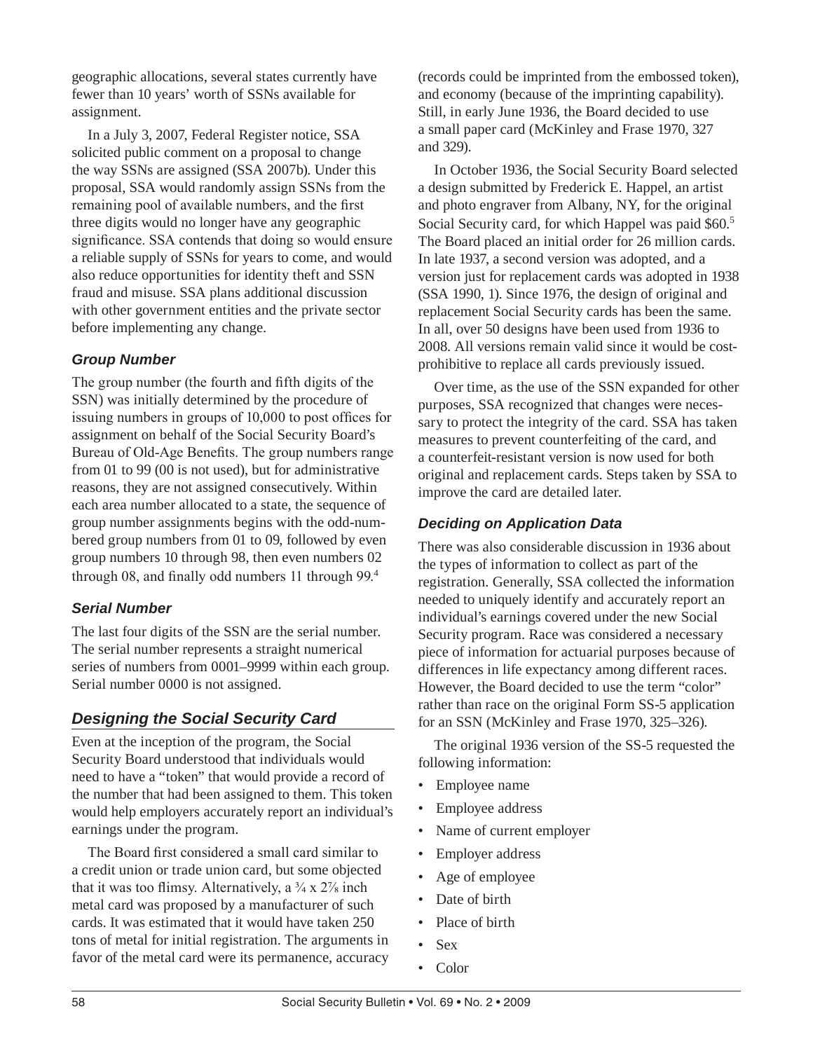geographic allocations, several states currently have fewer than 10 years' worth of SSNs available for assignment.

In a July 3, 2007, Federal Register notice, SSA solicited public comment on a proposal to change the way SSNs are assigned (SSA 2007b). Under this proposal, SSA would randomly assign SSNs from the remaining pool of available numbers, and the first three digits would no longer have any geographic significance. SSA contends that doing so would ensure a reliable supply of SSNs for years to come, and would also reduce opportunities for identity theft and SSN fraud and misuse. SSA plans additional discussion with other government entities and the private sector before implementing any change.

### *Group Number*

The group number (the fourth and fifth digits of the SSN) was initially determined by the procedure of issuing numbers in groups of 10,000 to post offices for assignment on behalf of the Social Security Board's Bureau of Old-Age Benefits. The group numbers range from 01 to 99 (00 is not used), but for administrative reasons, they are not assigned consecutively. Within each area number allocated to a state, the sequence of group number assignments begins with the odd-numbered group numbers from 01 to 09, followed by even group numbers 10 through 98, then even numbers 02 through 08, and finally odd numbers 11 through 99.[4]

### *Serial Number*

The last four digits of the SSN are the serial number. The serial number represents a straight numerical series of numbers from 0001–9999 within each group. Serial number 0000 is not assigned.

## *Designing the Social Security Card*

Even at the inception of the program, the Social Security Board understood that individuals would need to have a "token" that would provide a record of the number that had been assigned to them. This token would help employers accurately report an individual's earnings under the program.

The Board first considered a small card similar to a credit union or trade union card, but some objected that it was too flimsy. Alternatively, a ¾ x 2⅞ inch metal card was proposed by a manufacturer of such cards. It was estimated that it would have taken 250 tons of metal for initial registration. The arguments in favor of the metal card were its permanence, accuracy (records could be imprinted from the embossed token), and economy (because of the imprinting capability). Still, in early June 1936, the Board decided to use a small paper card (McKinley and Frase 1970, 327 and 329).

In October 1936, the Social Security Board selected a design submitted by Frederick E. Happel, an artist and photo engraver from Albany, NY, for the original Social Security card, for which Happel was paid $60.[5] The Board placed an initial order for 26 million cards. In late 1937, a second version was adopted, and a version just for replacement cards was adopted in 1938 (SSA 1990, 1). Since 1976, the design of original and replacement Social Security cards has been the same. In all, over 50 designs have been used from 1936 to 2008. All versions remain valid since it would be cost-prohibitive to replace all cards previously issued.

Over time, as the use of the SSN expanded for other purposes, SSA recognized that changes were necessary to protect the integrity of the card. SSA has taken measures to prevent counterfeiting of the card, and a counterfeit-resistant version is now used for both original and replacement cards. Steps taken by SSA to improve the card are detailed later.

### *Deciding on Application Data*

There was also considerable discussion in 1936 about the types of information to collect as part of the registration. Generally, SSA collected the information needed to uniquely identify and accurately report an individual's earnings covered under the new Social Security program. Race was considered a necessary piece of information for actuarial purposes because of differences in life expectancy among different races. However, the Board decided to use the term "color" rather than race on the original Form SS-5 application for an SSN (McKinley and Frase 1970, 325–326).

The original 1936 version of the SS-5 requested the following information:

- Employee name
- Employee address
- Name of current employer
- Employer address
- Age of employee
- Date of birth
- Place of birth
- Sex
- Color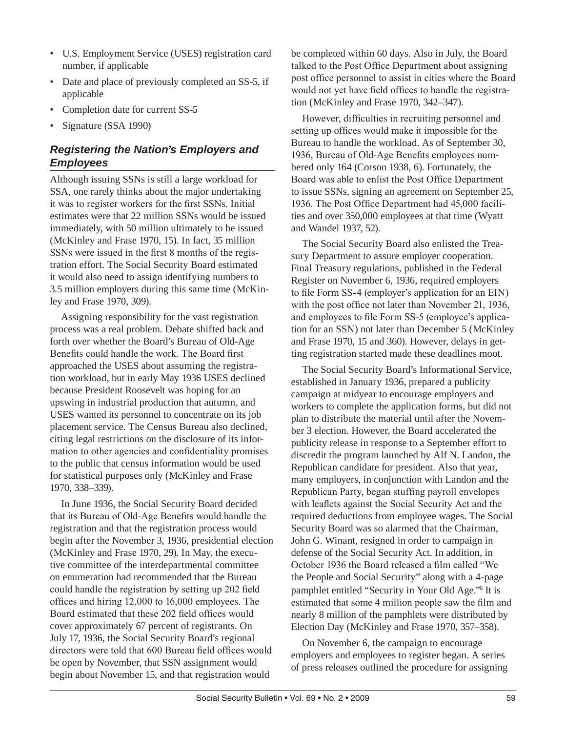- U.S. Employment Service (USES) registration card number, if applicable
- Date and place of previously completed an SS-5, if applicable
- Completion date for current SS-5
- Signature (SSA 1990)

## Registering the Nation's Employers and Employees

Although issuing SSNs is still a large workload for SSA, one rarely thinks about the major undertaking it was to register workers for the first SSNs. Initial estimates were that 22 million SSNs would be issued immediately, with 50 million ultimately to be issued (McKinley and Frase 1970, 15). In fact, 35 million SSNs were issued in the first 8 months of the registration effort. The Social Security Board estimated it would also need to assign identifying numbers to 3.5 million employers during this same time (McKinley and Frase 1970, 309).

Assigning responsibility for the vast registration process was a real problem. Debate shifted back and forth over whether the Board's Bureau of Old-Age Benefits could handle the work. The Board first approached the USES about assuming the registration workload, but in early May 1936 USES declined because President Roosevelt was hoping for an upswing in industrial production that autumn, and USES wanted its personnel to concentrate on its job placement service. The Census Bureau also declined, citing legal restrictions on the disclosure of its information to other agencies and confidentiality promises to the public that census information would be used for statistical purposes only (McKinley and Frase 1970, 338–339).

In June 1936, the Social Security Board decided that its Bureau of Old-Age Benefits would handle the registration and that the registration process would begin after the November 3, 1936, presidential election (McKinley and Frase 1970, 29). In May, the executive committee of the interdepartmental committee on enumeration had recommended that the Bureau could handle the registration by setting up 202 field offices and hiring 12,000 to 16,000 employees. The Board estimated that these 202 field offices would cover approximately 67 percent of registrants. On July 17, 1936, the Social Security Board's regional directors were told that 600 Bureau field offices would be open by November, that SSN assignment would begin about November 15, and that registration would be completed within 60 days. Also in July, the Board talked to the Post Office Department about assigning post office personnel to assist in cities where the Board would not yet have field offices to handle the registration (McKinley and Frase 1970, 342–347).

However, difficulties in recruiting personnel and setting up offices would make it impossible for the Bureau to handle the workload. As of September 30, 1936, Bureau of Old-Age Benefits employees numbered only 164 (Corson 1938, 6). Fortunately, the Board was able to enlist the Post Office Department to issue SSNs, signing an agreement on September 25, 1936. The Post Office Department had 45,000 facilities and over 350,000 employees at that time (Wyatt and Wandel 1937, 52).

The Social Security Board also enlisted the Treasury Department to assure employer cooperation. Final Treasury regulations, published in the Federal Register on November 6, 1936, required employers to file Form SS-4 (employer's application for an EIN) with the post office not later than November 21, 1936, and employees to file Form SS-5 (employee's application for an SSN) not later than December 5 (McKinley and Frase 1970, 15 and 360). However, delays in getting registration started made these deadlines moot.

The Social Security Board's Informational Service, established in January 1936, prepared a publicity campaign at midyear to encourage employers and workers to complete the application forms, but did not plan to distribute the material until after the November 3 election. However, the Board accelerated the publicity release in response to a September effort to discredit the program launched by Alf N. Landon, the Republican candidate for president. Also that year, many employers, in conjunction with Landon and the Republican Party, began stuffing payroll envelopes with leaflets against the Social Security Act and the required deductions from employee wages. The Social Security Board was so alarmed that the Chairman, John G. Winant, resigned in order to campaign in defense of the Social Security Act. In addition, in October 1936 the Board released a film called "We the People and Social Security" along with a 4-page pamphlet entitled "Security in Your Old Age."[6] It is estimated that some 4 million people saw the film and nearly 8 million of the pamphlets were distributed by Election Day (McKinley and Frase 1970, 357–358).

On November 6, the campaign to encourage employers and employees to register began. A series of press releases outlined the procedure for assigning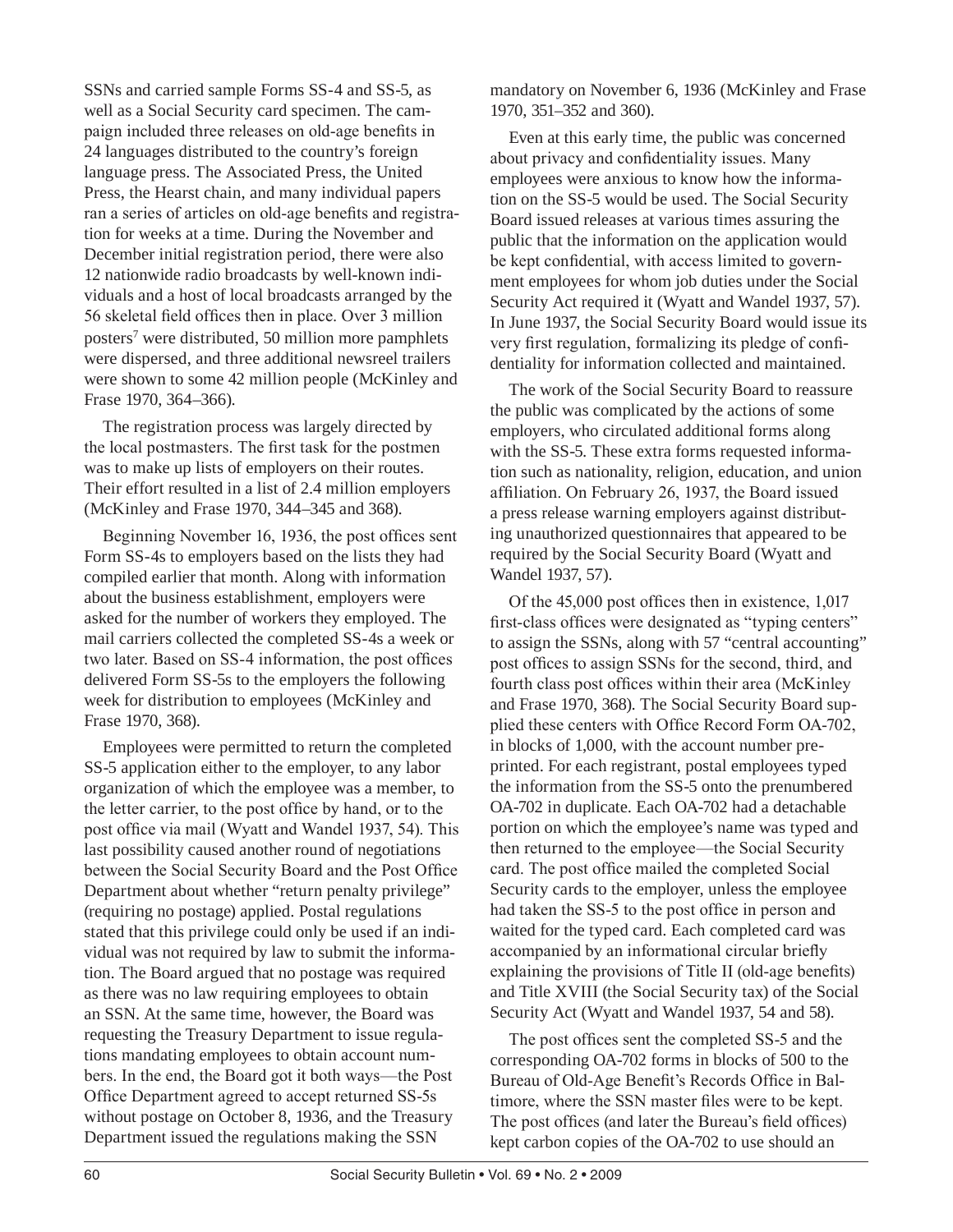SSNs and carried sample Forms SS-4 and SS-5, as well as a Social Security card specimen. The campaign included three releases on old-age benefits in 24 languages distributed to the country's foreign language press. The Associated Press, the United Press, the Hearst chain, and many individual papers ran a series of articles on old-age benefits and registration for weeks at a time. During the November and December initial registration period, there were also 12 nationwide radio broadcasts by well-known individuals and a host of local broadcasts arranged by the 56 skeletal field offices then in place. Over 3 million posters[7] were distributed, 50 million more pamphlets were dispersed, and three additional newsreel trailers were shown to some 42 million people (McKinley and Frase 1970, 364–366).

The registration process was largely directed by the local postmasters. The first task for the postmen was to make up lists of employers on their routes. Their effort resulted in a list of 2.4 million employers (McKinley and Frase 1970, 344–345 and 368).

Beginning November 16, 1936, the post offices sent Form SS-4s to employers based on the lists they had compiled earlier that month. Along with information about the business establishment, employers were asked for the number of workers they employed. The mail carriers collected the completed SS-4s a week or two later. Based on SS-4 information, the post offices delivered Form SS-5s to the employers the following week for distribution to employees (McKinley and Frase 1970, 368).

Employees were permitted to return the completed SS-5 application either to the employer, to any labor organization of which the employee was a member, to the letter carrier, to the post office by hand, or to the post office via mail (Wyatt and Wandel 1937, 54). This last possibility caused another round of negotiations between the Social Security Board and the Post Office Department about whether "return penalty privilege" (requiring no postage) applied. Postal regulations stated that this privilege could only be used if an individual was not required by law to submit the information. The Board argued that no postage was required as there was no law requiring employees to obtain an SSN. At the same time, however, the Board was requesting the Treasury Department to issue regulations mandating employees to obtain account numbers. In the end, the Board got it both ways—the Post Office Department agreed to accept returned SS-5s without postage on October 8, 1936, and the Treasury Department issued the regulations making the SSN mandatory on November 6, 1936 (McKinley and Frase 1970, 351–352 and 360).

Even at this early time, the public was concerned about privacy and confidentiality issues. Many employees were anxious to know how the information on the SS-5 would be used. The Social Security Board issued releases at various times assuring the public that the information on the application would be kept confidential, with access limited to government employees for whom job duties under the Social Security Act required it (Wyatt and Wandel 1937, 57). In June 1937, the Social Security Board would issue its very first regulation, formalizing its pledge of confidentiality for information collected and maintained.

The work of the Social Security Board to reassure the public was complicated by the actions of some employers, who circulated additional forms along with the SS-5. These extra forms requested information such as nationality, religion, education, and union affiliation. On February 26, 1937, the Board issued a press release warning employers against distributing unauthorized questionnaires that appeared to be required by the Social Security Board (Wyatt and Wandel 1937, 57).

Of the 45,000 post offices then in existence, 1,017 first-class offices were designated as "typing centers" to assign the SSNs, along with 57 "central accounting" post offices to assign SSNs for the second, third, and fourth class post offices within their area (McKinley and Frase 1970, 368). The Social Security Board supplied these centers with Office Record Form OA-702, in blocks of 1,000, with the account number preprinted. For each registrant, postal employees typed the information from the SS-5 onto the prenumbered OA-702 in duplicate. Each OA-702 had a detachable portion on which the employee's name was typed and then returned to the employee—the Social Security card. The post office mailed the completed Social Security cards to the employer, unless the employee had taken the SS-5 to the post office in person and waited for the typed card. Each completed card was accompanied by an informational circular briefly explaining the provisions of Title II (old-age benefits) and Title XVIII (the Social Security tax) of the Social Security Act (Wyatt and Wandel 1937, 54 and 58).

The post offices sent the completed SS-5 and the corresponding OA-702 forms in blocks of 500 to the Bureau of Old-Age Benefit's Records Office in Baltimore, where the SSN master files were to be kept. The post offices (and later the Bureau's field offices) kept carbon copies of the OA-702 to use should an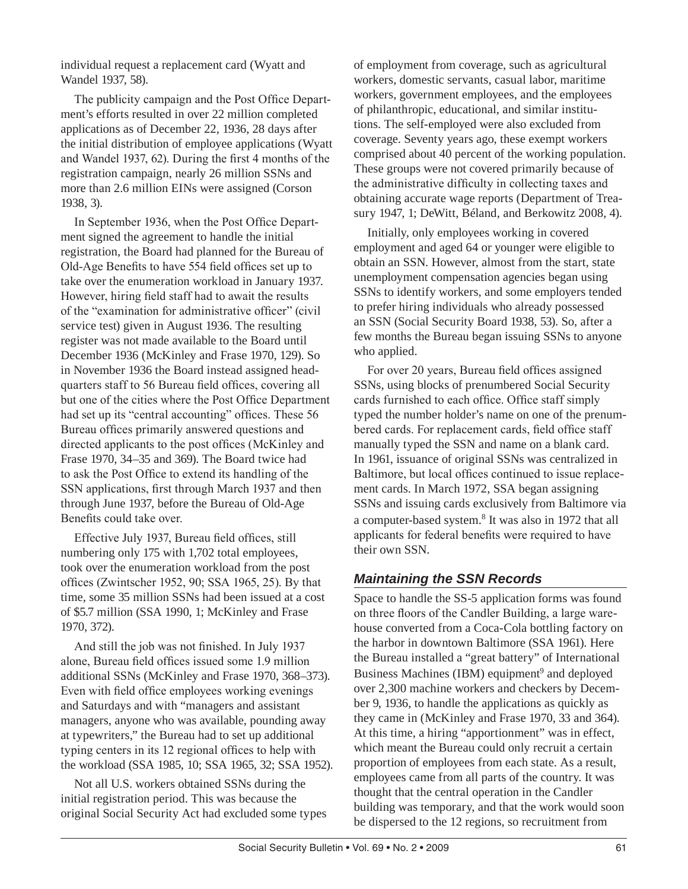individual request a replacement card (Wyatt and Wandel 1937, 58).

The publicity campaign and the Post Office Department's efforts resulted in over 22 million completed applications as of December 22, 1936, 28 days after the initial distribution of employee applications (Wyatt and Wandel 1937, 62). During the first 4 months of the registration campaign, nearly 26 million SSNs and more than 2.6 million EINs were assigned (Corson 1938, 3).

In September 1936, when the Post Office Department signed the agreement to handle the initial registration, the Board had planned for the Bureau of Old-Age Benefits to have 554 field offices set up to take over the enumeration workload in January 1937. However, hiring field staff had to await the results of the "examination for administrative officer" (civil service test) given in August 1936. The resulting register was not made available to the Board until December 1936 (McKinley and Frase 1970, 129). So in November 1936 the Board instead assigned headquarters staff to 56 Bureau field offices, covering all but one of the cities where the Post Office Department had set up its "central accounting" offices. These 56 Bureau offices primarily answered questions and directed applicants to the post offices (McKinley and Frase 1970, 34–35 and 369). The Board twice had to ask the Post Office to extend its handling of the SSN applications, first through March 1937 and then through June 1937, before the Bureau of Old-Age Benefits could take over.

Effective July 1937, Bureau field offices, still numbering only 175 with 1,702 total employees, took over the enumeration workload from the post offices (Zwintscher 1952, 90; SSA 1965, 25). By that time, some 35 million SSNs had been issued at a cost of $5.7 million (SSA 1990, 1; McKinley and Frase 1970, 372).

And still the job was not finished. In July 1937 alone, Bureau field offices issued some 1.9 million additional SSNs (McKinley and Frase 1970, 368–373). Even with field office employees working evenings and Saturdays and with "managers and assistant managers, anyone who was available, pounding away at typewriters," the Bureau had to set up additional typing centers in its 12 regional offices to help with the workload (SSA 1985, 10; SSA 1965, 32; SSA 1952).

Not all U.S. workers obtained SSNs during the initial registration period. This was because the original Social Security Act had excluded some types of employment from coverage, such as agricultural workers, domestic servants, casual labor, maritime workers, government employees, and the employees of philanthropic, educational, and similar institutions. The self-employed were also excluded from coverage. Seventy years ago, these exempt workers comprised about 40 percent of the working population. These groups were not covered primarily because of the administrative difficulty in collecting taxes and obtaining accurate wage reports (Department of Treasury 1947, 1; DeWitt, Béland, and Berkowitz 2008, 4).

Initially, only employees working in covered employment and aged 64 or younger were eligible to obtain an SSN. However, almost from the start, state unemployment compensation agencies began using SSNs to identify workers, and some employers tended to prefer hiring individuals who already possessed an SSN (Social Security Board 1938, 53). So, after a few months the Bureau began issuing SSNs to anyone who applied.

For over 20 years, Bureau field offices assigned SSNs, using blocks of prenumbered Social Security cards furnished to each office. Office staff simply typed the number holder's name on one of the prenumbered cards. For replacement cards, field office staff manually typed the SSN and name on a blank card. In 1961, issuance of original SSNs was centralized in Baltimore, but local offices continued to issue replacement cards. In March 1972, SSA began assigning SSNs and issuing cards exclusively from Baltimore via a computer-based system.[8] It was also in 1972 that all applicants for federal benefits were required to have their own SSN.

### *Maintaining the SSN Records*

Space to handle the SS-5 application forms was found on three floors of the Candler Building, a large warehouse converted from a Coca-Cola bottling factory on the harbor in downtown Baltimore (SSA 1961). Here the Bureau installed a "great battery" of International Business Machines (IBM) equipment[9] and deployed over 2,300 machine workers and checkers by December 9, 1936, to handle the applications as quickly as they came in (McKinley and Frase 1970, 33 and 364). At this time, a hiring "apportionment" was in effect, which meant the Bureau could only recruit a certain proportion of employees from each state. As a result, employees came from all parts of the country. It was thought that the central operation in the Candler building was temporary, and that the work would soon be dispersed to the 12 regions, so recruitment from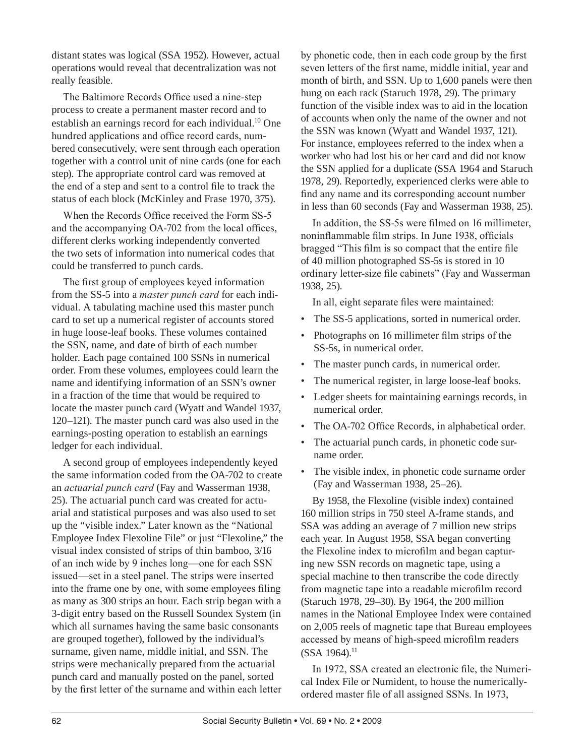distant states was logical (SSA 1952). However, actual operations would reveal that decentralization was not really feasible.

The Baltimore Records Office used a nine-step process to create a permanent master record and to establish an earnings record for each individual.[10] One hundred applications and office record cards, numbered consecutively, were sent through each operation together with a control unit of nine cards (one for each step). The appropriate control card was removed at the end of a step and sent to a control file to track the status of each block (McKinley and Frase 1970, 375).

When the Records Office received the Form SS-5 and the accompanying OA-702 from the local offices, different clerks working independently converted the two sets of information into numerical codes that could be transferred to punch cards.

The first group of employees keyed information from the SS-5 into a *master punch card* for each individual. A tabulating machine used this master punch card to set up a numerical register of accounts stored in huge loose-leaf books. These volumes contained the SSN, name, and date of birth of each number holder. Each page contained 100 SSNs in numerical order. From these volumes, employees could learn the name and identifying information of an SSN's owner in a fraction of the time that would be required to locate the master punch card (Wyatt and Wandel 1937, 120–121). The master punch card was also used in the earnings-posting operation to establish an earnings ledger for each individual.

A second group of employees independently keyed the same information coded from the OA-702 to create an *actuarial punch card* (Fay and Wasserman 1938, 25). The actuarial punch card was created for actuarial and statistical purposes and was also used to set up the "visible index." Later known as the "National Employee Index Flexoline File" or just "Flexoline," the visual index consisted of strips of thin bamboo, 3/16 of an inch wide by 9 inches long—one for each SSN issued—set in a steel panel. The strips were inserted into the frame one by one, with some employees filing as many as 300 strips an hour. Each strip began with a 3-digit entry based on the Russell Soundex System (in which all surnames having the same basic consonants are grouped together), followed by the individual's surname, given name, middle initial, and SSN. The strips were mechanically prepared from the actuarial punch card and manually posted on the panel, sorted by the first letter of the surname and within each letter by phonetic code, then in each code group by the first seven letters of the first name, middle initial, year and month of birth, and SSN. Up to 1,600 panels were then hung on each rack (Staruch 1978, 29). The primary function of the visible index was to aid in the location of accounts when only the name of the owner and not the SSN was known (Wyatt and Wandel 1937, 121). For instance, employees referred to the index when a worker who had lost his or her card and did not know the SSN applied for a duplicate (SSA 1964 and Staruch 1978, 29). Reportedly, experienced clerks were able to find any name and its corresponding account number in less than 60 seconds (Fay and Wasserman 1938, 25).

In addition, the SS-5s were filmed on 16 millimeter, noninflammable film strips. In June 1938, officials bragged "This film is so compact that the entire file of 40 million photographed SS-5s is stored in 10 ordinary letter-size file cabinets" (Fay and Wasserman 1938, 25).

In all, eight separate files were maintained:

- The SS-5 applications, sorted in numerical order.
- Photographs on 16 millimeter film strips of the SS-5s, in numerical order.
- The master punch cards, in numerical order.
- The numerical register, in large loose-leaf books.
- Ledger sheets for maintaining earnings records, in numerical order.
- The OA-702 Office Records, in alphabetical order.
- The actuarial punch cards, in phonetic code surname order.
- The visible index, in phonetic code surname order (Fay and Wasserman 1938, 25–26).

By 1958, the Flexoline (visible index) contained 160 million strips in 750 steel A-frame stands, and SSA was adding an average of 7 million new strips each year. In August 1958, SSA began converting the Flexoline index to microfilm and began capturing new SSN records on magnetic tape, using a special machine to then transcribe the code directly from magnetic tape into a readable microfilm record (Staruch 1978, 29–30). By 1964, the 200 million names in the National Employee Index were contained on 2,005 reels of magnetic tape that Bureau employees accessed by means of high-speed microfilm readers (SSA 1964).[11]

In 1972, SSA created an electronic file, the Numerical Index File or Numident, to house the numerically-ordered master file of all assigned SSNs. In 1973,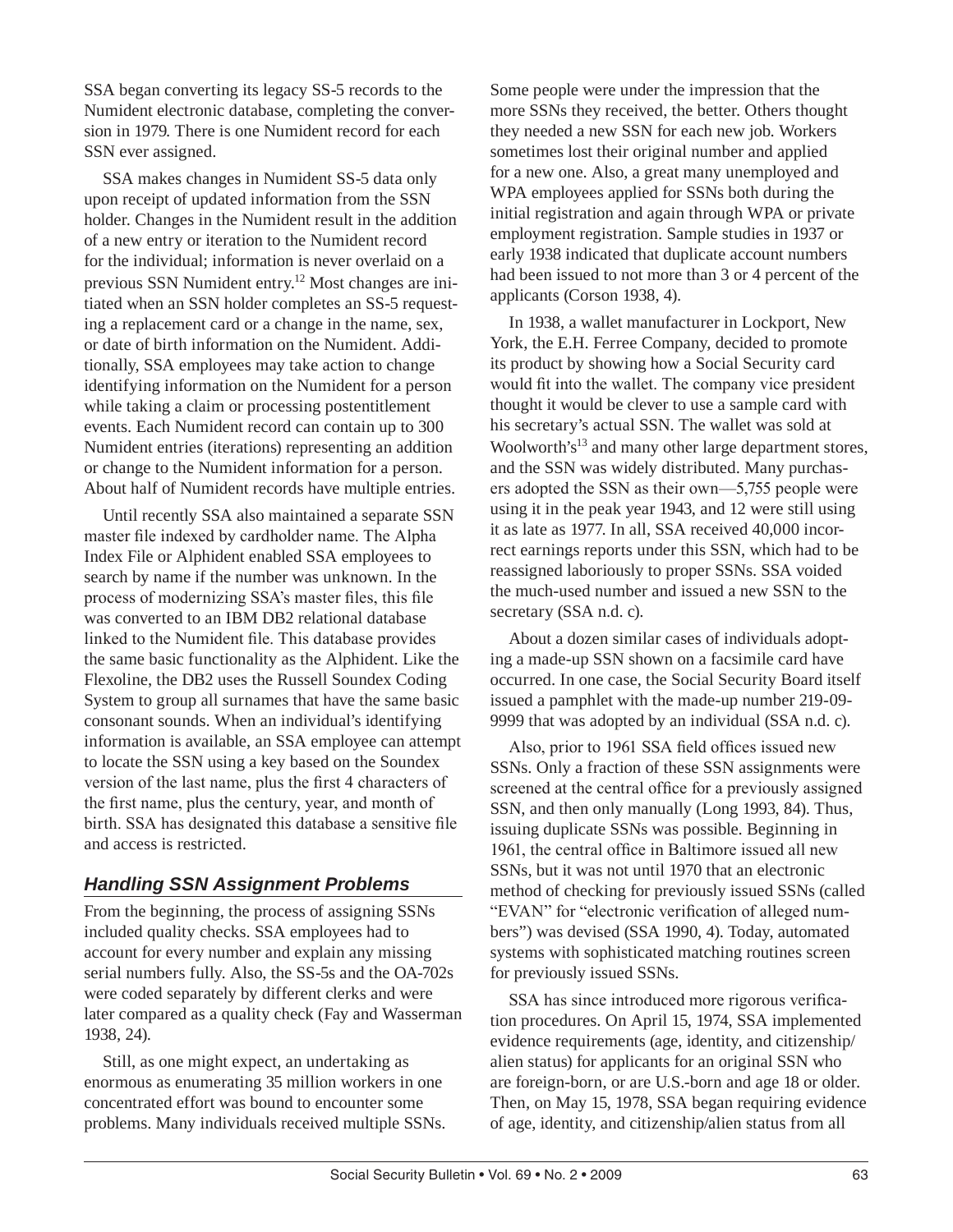SSA began converting its legacy SS-5 records to the Numident electronic database, completing the conversion in 1979. There is one Numident record for each SSN ever assigned.

SSA makes changes in Numident SS-5 data only upon receipt of updated information from the SSN holder. Changes in the Numident result in the addition of a new entry or iteration to the Numident record for the individual; information is never overlaid on a previous SSN Numident entry.[12] Most changes are initiated when an SSN holder completes an SS-5 requesting a replacement card or a change in the name, sex, or date of birth information on the Numident. Additionally, SSA employees may take action to change identifying information on the Numident for a person while taking a claim or processing postentitlement events. Each Numident record can contain up to 300 Numident entries (iterations) representing an addition or change to the Numident information for a person. About half of Numident records have multiple entries.

Until recently SSA also maintained a separate SSN master file indexed by cardholder name. The Alpha Index File or Alphident enabled SSA employees to search by name if the number was unknown. In the process of modernizing SSA's master files, this file was converted to an IBM DB2 relational database linked to the Numident file. This database provides the same basic functionality as the Alphident. Like the Flexoline, the DB2 uses the Russell Soundex Coding System to group all surnames that have the same basic consonant sounds. When an individual's identifying information is available, an SSA employee can attempt to locate the SSN using a key based on the Soundex version of the last name, plus the first 4 characters of the first name, plus the century, year, and month of birth. SSA has designated this database a sensitive file and access is restricted.

## *Handling SSN Assignment Problems*

From the beginning, the process of assigning SSNs included quality checks. SSA employees had to account for every number and explain any missing serial numbers fully. Also, the SS-5s and the OA-702s were coded separately by different clerks and were later compared as a quality check (Fay and Wasserman 1938, 24).

Still, as one might expect, an undertaking as enormous as enumerating 35 million workers in one concentrated effort was bound to encounter some problems. Many individuals received multiple SSNs. Some people were under the impression that the more SSNs they received, the better. Others thought they needed a new SSN for each new job. Workers sometimes lost their original number and applied for a new one. Also, a great many unemployed and WPA employees applied for SSNs both during the initial registration and again through WPA or private employment registration. Sample studies in 1937 or early 1938 indicated that duplicate account numbers had been issued to not more than 3 or 4 percent of the applicants (Corson 1938, 4).

In 1938, a wallet manufacturer in Lockport, New York, the E.H. Ferree Company, decided to promote its product by showing how a Social Security card would fit into the wallet. The company vice president thought it would be clever to use a sample card with his secretary's actual SSN. The wallet was sold at Woolworth's[13] and many other large department stores, and the SSN was widely distributed. Many purchasers adopted the SSN as their own—5,755 people were using it in the peak year 1943, and 12 were still using it as late as 1977. In all, SSA received 40,000 incorrect earnings reports under this SSN, which had to be reassigned laboriously to proper SSNs. SSA voided the much-used number and issued a new SSN to the secretary (SSA n.d. c).

About a dozen similar cases of individuals adopting a made-up SSN shown on a facsimile card have occurred. In one case, the Social Security Board itself issued a pamphlet with the made-up number 219-09-9999 that was adopted by an individual (SSA n.d. c).

Also, prior to 1961 SSA field offices issued new SSNs. Only a fraction of these SSN assignments were screened at the central office for a previously assigned SSN, and then only manually (Long 1993, 84). Thus, issuing duplicate SSNs was possible. Beginning in 1961, the central office in Baltimore issued all new SSNs, but it was not until 1970 that an electronic method of checking for previously issued SSNs (called "EVAN" for "electronic verification of alleged numbers") was devised (SSA 1990, 4). Today, automated systems with sophisticated matching routines screen for previously issued SSNs.

SSA has since introduced more rigorous verification procedures. On April 15, 1974, SSA implemented evidence requirements (age, identity, and citizenship/alien status) for applicants for an original SSN who are foreign-born, or are U.S.-born and age 18 or older. Then, on May 15, 1978, SSA began requiring evidence of age, identity, and citizenship/alien status from all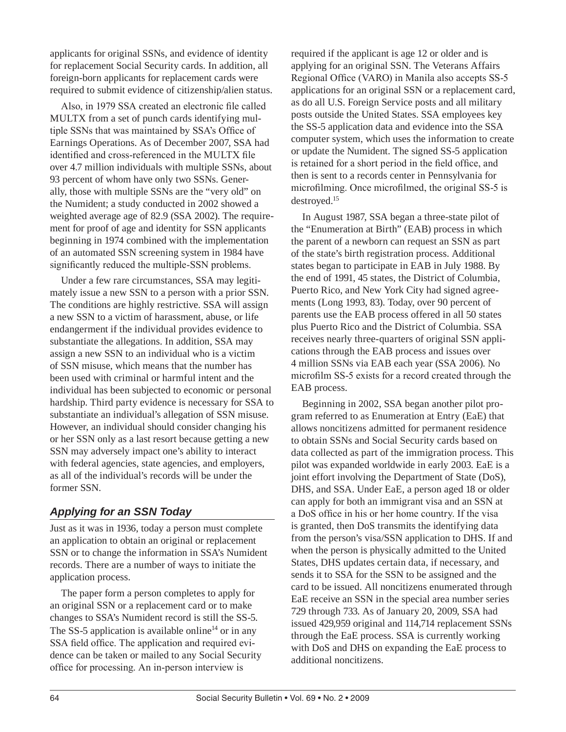applicants for original SSNs, and evidence of identity for replacement Social Security cards. In addition, all foreign-born applicants for replacement cards were required to submit evidence of citizenship/alien status.

Also, in 1979 SSA created an electronic file called MULTX from a set of punch cards identifying multiple SSNs that was maintained by SSA's Office of Earnings Operations. As of December 2007, SSA had identified and cross-referenced in the MULTX file over 4.7 million individuals with multiple SSNs, about 93 percent of whom have only two SSNs. Generally, those with multiple SSNs are the "very old" on the Numident; a study conducted in 2002 showed a weighted average age of 82.9 (SSA 2002). The requirement for proof of age and identity for SSN applicants beginning in 1974 combined with the implementation of an automated SSN screening system in 1984 have significantly reduced the multiple-SSN problems.

Under a few rare circumstances, SSA may legitimately issue a new SSN to a person with a prior SSN. The conditions are highly restrictive. SSA will assign a new SSN to a victim of harassment, abuse, or life endangerment if the individual provides evidence to substantiate the allegations. In addition, SSA may assign a new SSN to an individual who is a victim of SSN misuse, which means that the number has been used with criminal or harmful intent and the individual has been subjected to economic or personal hardship. Third party evidence is necessary for SSA to substantiate an individual's allegation of SSN misuse. However, an individual should consider changing his or her SSN only as a last resort because getting a new SSN may adversely impact one's ability to interact with federal agencies, state agencies, and employers, as all of the individual's records will be under the former SSN.

### *Applying for an SSN Today*

Just as it was in 1936, today a person must complete an application to obtain an original or replacement SSN or to change the information in SSA's Numident records. There are a number of ways to initiate the application process.

The paper form a person completes to apply for an original SSN or a replacement card or to make changes to SSA's Numident record is still the SS-5. The SS-5 application is available online[14] or in any SSA field office. The application and required evidence can be taken or mailed to any Social Security office for processing. An in-person interview is required if the applicant is age 12 or older and is applying for an original SSN. The Veterans Affairs Regional Office (VARO) in Manila also accepts SS-5 applications for an original SSN or a replacement card, as do all U.S. Foreign Service posts and all military posts outside the United States. SSA employees key the SS-5 application data and evidence into the SSA computer system, which uses the information to create or update the Numident. The signed SS-5 application is retained for a short period in the field office, and then is sent to a records center in Pennsylvania for microfilming. Once microfilmed, the original SS-5 is destroyed.[15]

In August 1987, SSA began a three-state pilot of the "Enumeration at Birth" (EAB) process in which the parent of a newborn can request an SSN as part of the state's birth registration process. Additional states began to participate in EAB in July 1988. By the end of 1991, 45 states, the District of Columbia, Puerto Rico, and New York City had signed agreements (Long 1993, 83). Today, over 90 percent of parents use the EAB process offered in all 50 states plus Puerto Rico and the District of Columbia. SSA receives nearly three-quarters of original SSN applications through the EAB process and issues over 4 million SSNs via EAB each year (SSA 2006). No microfilm SS-5 exists for a record created through the EAB process.

Beginning in 2002, SSA began another pilot program referred to as Enumeration at Entry (EaE) that allows noncitizens admitted for permanent residence to obtain SSNs and Social Security cards based on data collected as part of the immigration process. This pilot was expanded worldwide in early 2003. EaE is a joint effort involving the Department of State (DoS), DHS, and SSA. Under EaE, a person aged 18 or older can apply for both an immigrant visa and an SSN at a DoS office in his or her home country. If the visa is granted, then DoS transmits the identifying data from the person's visa/SSN application to DHS. If and when the person is physically admitted to the United States, DHS updates certain data, if necessary, and sends it to SSA for the SSN to be assigned and the card to be issued. All noncitizens enumerated through EaE receive an SSN in the special area number series 729 through 733. As of January 20, 2009, SSA had issued 429,959 original and 114,714 replacement SSNs through the EaE process. SSA is currently working with DoS and DHS on expanding the EaE process to additional noncitizens.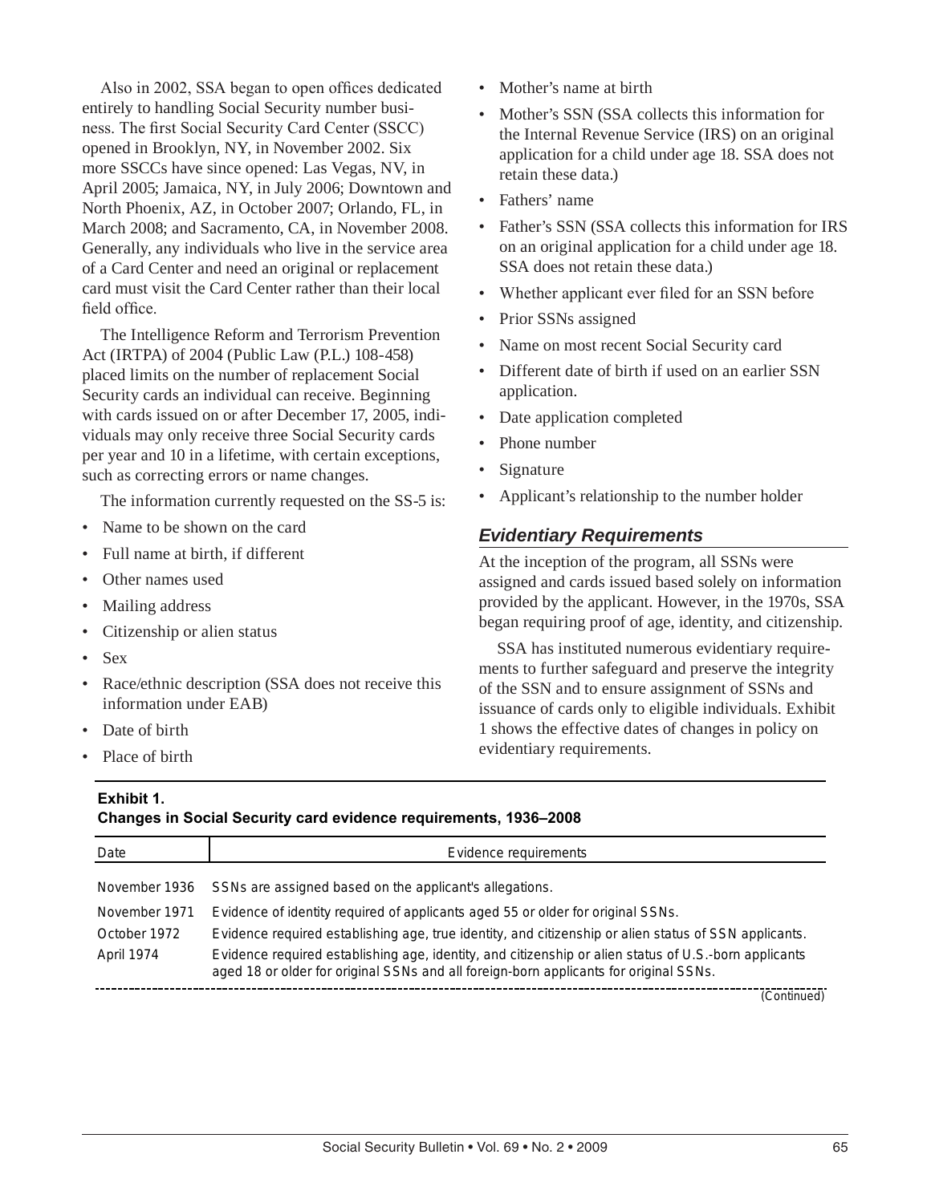Also in 2002, SSA began to open offices dedicated entirely to handling Social Security number business. The first Social Security Card Center (SSCC) opened in Brooklyn, NY, in November 2002. Six more SSCCs have since opened: Las Vegas, NV, in April 2005; Jamaica, NY, in July 2006; Downtown and North Phoenix, AZ, in October 2007; Orlando, FL, in March 2008; and Sacramento, CA, in November 2008. Generally, any individuals who live in the service area of a Card Center and need an original or replacement card must visit the Card Center rather than their local field office.

The Intelligence Reform and Terrorism Prevention Act (IRTPA) of 2004 (Public Law (P.L.) 108-458) placed limits on the number of replacement Social Security cards an individual can receive. Beginning with cards issued on or after December 17, 2005, individuals may only receive three Social Security cards per year and 10 in a lifetime, with certain exceptions, such as correcting errors or name changes.

The information currently requested on the SS-5 is:

- Name to be shown on the card
- Full name at birth, if different
- Other names used
- Mailing address
- Citizenship or alien status
- Sex
- Race/ethnic description (SSA does not receive this information under EAB)
- Date of birth
- Place of birth
- Mother's name at birth
- Mother's SSN (SSA collects this information for the Internal Revenue Service (IRS) on an original application for a child under age 18. SSA does not retain these data.)
- Fathers' name
- Father's SSN (SSA collects this information for IRS on an original application for a child under age 18. SSA does not retain these data.)
- Whether applicant ever filed for an SSN before
- Prior SSNs assigned
- Name on most recent Social Security card
- Different date of birth if used on an earlier SSN application.
- Date application completed
- Phone number
- Signature
- Applicant's relationship to the number holder

### *Evidentiary Requirements*

At the inception of the program, all SSNs were assigned and cards issued based solely on information provided by the applicant. However, in the 1970s, SSA began requiring proof of age, identity, and citizenship.

SSA has instituted numerous evidentiary requirements to further safeguard and preserve the integrity of the SSN and to ensure assignment of SSNs and issuance of cards only to eligible individuals. Exhibit 1 shows the effective dates of changes in policy on evidentiary requirements.

**Exhibit 1.**
**Changes in Social Security card evidence requirements, 1936–2008**

| Date | Evidence requirements |
|---|---|
| November 1936 | SSNs are assigned based on the applicant's allegations. |
| November 1971 | Evidence of identity required of applicants aged 55 or older for original SSNs. |
| October 1972 | Evidence required establishing age, true identity, and citizenship or alien status of SSN applicants. |
| April 1974 | Evidence required establishing age, identity, and citizenship or alien status of U.S.-born applicants aged 18 or older for original SSNs and all foreign-born applicants for original SSNs. |

(Continued)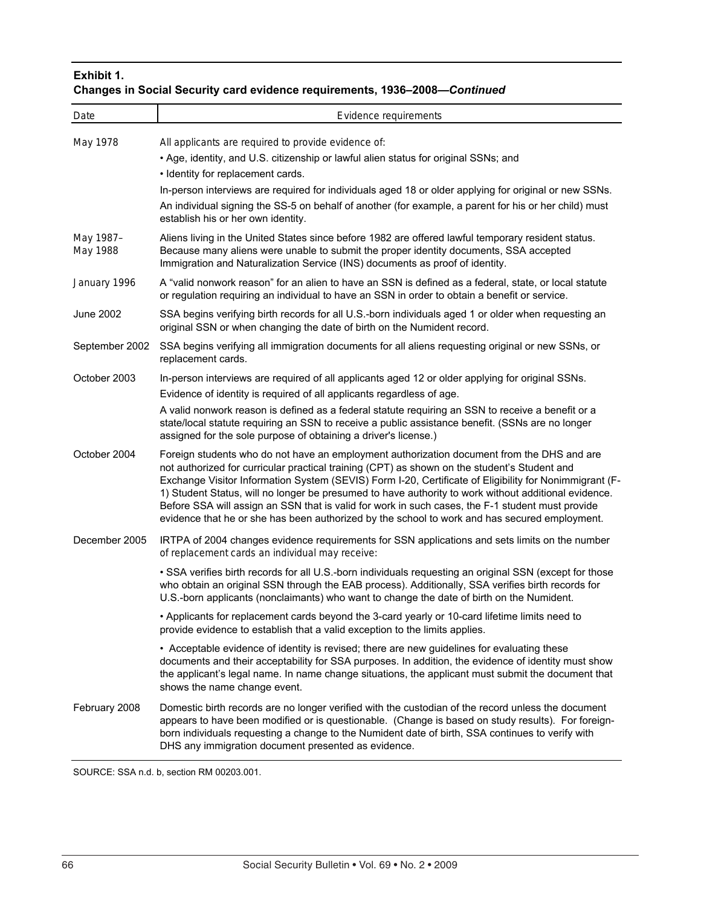**Exhibit 1.**
**Changes in Social Security card evidence requirements, 1936–2008—*Continued***

| Date | Evidence requirements |
|---|---|
| May 1978 | All applicants are required to provide evidence of:<br>• Age, identity, and U.S. citizenship or lawful alien status for original SSNs; and<br>• Identity for replacement cards.<br>In-person interviews are required for individuals aged 18 or older applying for original or new SSNs.<br>An individual signing the SS-5 on behalf of another (for example, a parent for his or her child) must establish his or her own identity. |
| May 1987–May 1988 | Aliens living in the United States since before 1982 are offered lawful temporary resident status. Because many aliens were unable to submit the proper identity documents, SSA accepted Immigration and Naturalization Service (INS) documents as proof of identity. |
| January 1996 | A "valid nonwork reason" for an alien to have an SSN is defined as a federal, state, or local statute or regulation requiring an individual to have an SSN in order to obtain a benefit or service. |
| June 2002 | SSA begins verifying birth records for all U.S.-born individuals aged 1 or older when requesting an original SSN or when changing the date of birth on the Numident record. |
| September 2002 | SSA begins verifying all immigration documents for all aliens requesting original or new SSNs, or replacement cards. |
| October 2003 | In-person interviews are required of all applicants aged 12 or older applying for original SSNs.<br>Evidence of identity is required of all applicants regardless of age.<br>A valid nonwork reason is defined as a federal statute requiring an SSN to receive a benefit or a state/local statute requiring an SSN to receive a public assistance benefit. (SSNs are no longer assigned for the sole purpose of obtaining a driver's license.) |
| October 2004 | Foreign students who do not have an employment authorization document from the DHS and are not authorized for curricular practical training (CPT) as shown on the student's Student and Exchange Visitor Information System (SEVIS) Form I-20, Certificate of Eligibility for Nonimmigrant (F-1) Student Status, will no longer be presumed to have authority to work without additional evidence. Before SSA will assign an SSN that is valid for work in such cases, the F-1 student must provide evidence that he or she has been authorized by the school to work and has secured employment. |
| December 2005 | IRTPA of 2004 changes evidence requirements for SSN applications and sets limits on the number of replacement cards an individual may receive:<br>• SSA verifies birth records for all U.S.-born individuals requesting an original SSN (except for those who obtain an original SSN through the EAB process). Additionally, SSA verifies birth records for U.S.-born applicants (nonclaimants) who want to change the date of birth on the Numident.<br>• Applicants for replacement cards beyond the 3-card yearly or 10-card lifetime limits need to provide evidence to establish that a valid exception to the limits applies.<br>• Acceptable evidence of identity is revised; there are new guidelines for evaluating these documents and their acceptability for SSA purposes. In addition, the evidence of identity must show the applicant's legal name. In name change situations, the applicant must submit the document that shows the name change event. |
| February 2008 | Domestic birth records are no longer verified with the custodian of the record unless the document appears to have been modified or is questionable. (Change is based on study results). For foreign-born individuals requesting a change to the Numident date of birth, SSA continues to verify with DHS any immigration document presented as evidence. |

SOURCE: SSA n.d. b, section RM 00203.001.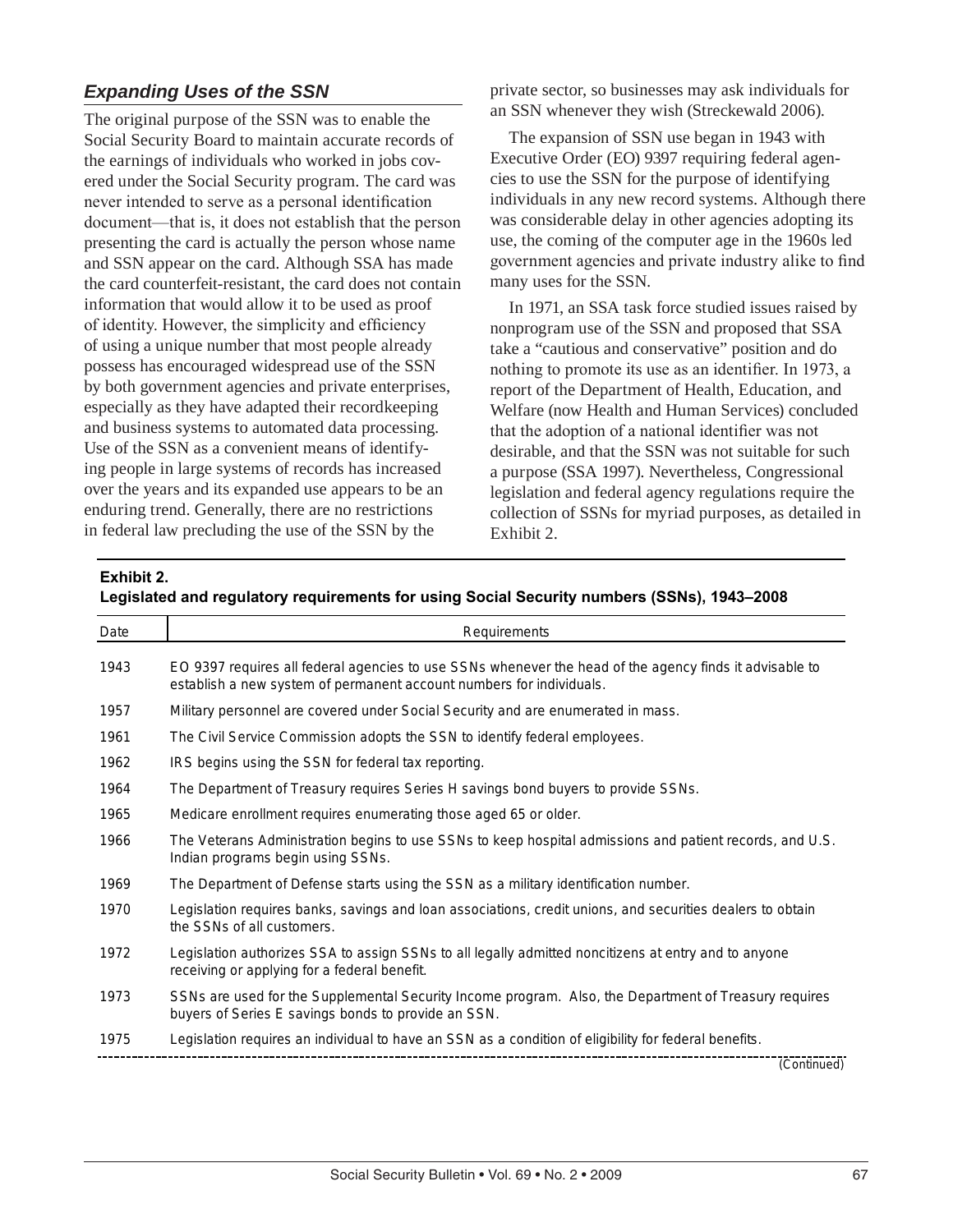## *Expanding Uses of the SSN*

The original purpose of the SSN was to enable the Social Security Board to maintain accurate records of the earnings of individuals who worked in jobs covered under the Social Security program. The card was never intended to serve as a personal identification document—that is, it does not establish that the person presenting the card is actually the person whose name and SSN appear on the card. Although SSA has made the card counterfeit-resistant, the card does not contain information that would allow it to be used as proof of identity. However, the simplicity and efficiency of using a unique number that most people already possess has encouraged widespread use of the SSN by both government agencies and private enterprises, especially as they have adapted their recordkeeping and business systems to automated data processing. Use of the SSN as a convenient means of identifying people in large systems of records has increased over the years and its expanded use appears to be an enduring trend. Generally, there are no restrictions in federal law precluding the use of the SSN by the private sector, so businesses may ask individuals for an SSN whenever they wish (Streckewald 2006).

The expansion of SSN use began in 1943 with Executive Order (EO) 9397 requiring federal agencies to use the SSN for the purpose of identifying individuals in any new record systems. Although there was considerable delay in other agencies adopting its use, the coming of the computer age in the 1960s led government agencies and private industry alike to find many uses for the SSN.

In 1971, an SSA task force studied issues raised by nonprogram use of the SSN and proposed that SSA take a "cautious and conservative" position and do nothing to promote its use as an identifier. In 1973, a report of the Department of Health, Education, and Welfare (now Health and Human Services) concluded that the adoption of a national identifier was not desirable, and that the SSN was not suitable for such a purpose (SSA 1997). Nevertheless, Congressional legislation and federal agency regulations require the collection of SSNs for myriad purposes, as detailed in Exhibit 2.

**Exhibit 2.**
**Legislated and regulatory requirements for using Social Security numbers (SSNs), 1943–2008**

| Date | Requirements |
|---|---|
| 1943 | EO 9397 requires all federal agencies to use SSNs whenever the head of the agency finds it advisable to establish a new system of permanent account numbers for individuals. |
| 1957 | Military personnel are covered under Social Security and are enumerated in mass. |
| 1961 | The Civil Service Commission adopts the SSN to identify federal employees. |
| 1962 | IRS begins using the SSN for federal tax reporting. |
| 1964 | The Department of Treasury requires Series H savings bond buyers to provide SSNs. |
| 1965 | Medicare enrollment requires enumerating those aged 65 or older. |
| 1966 | The Veterans Administration begins to use SSNs to keep hospital admissions and patient records, and U.S. Indian programs begin using SSNs. |
| 1969 | The Department of Defense starts using the SSN as a military identification number. |
| 1970 | Legislation requires banks, savings and loan associations, credit unions, and securities dealers to obtain the SSNs of all customers. |
| 1972 | Legislation authorizes SSA to assign SSNs to all legally admitted noncitizens at entry and to anyone receiving or applying for a federal benefit. |
| 1973 | SSNs are used for the Supplemental Security Income program. Also, the Department of Treasury requires buyers of Series E savings bonds to provide an SSN. |
| 1975 | Legislation requires an individual to have an SSN as a condition of eligibility for federal benefits. |

(Continued)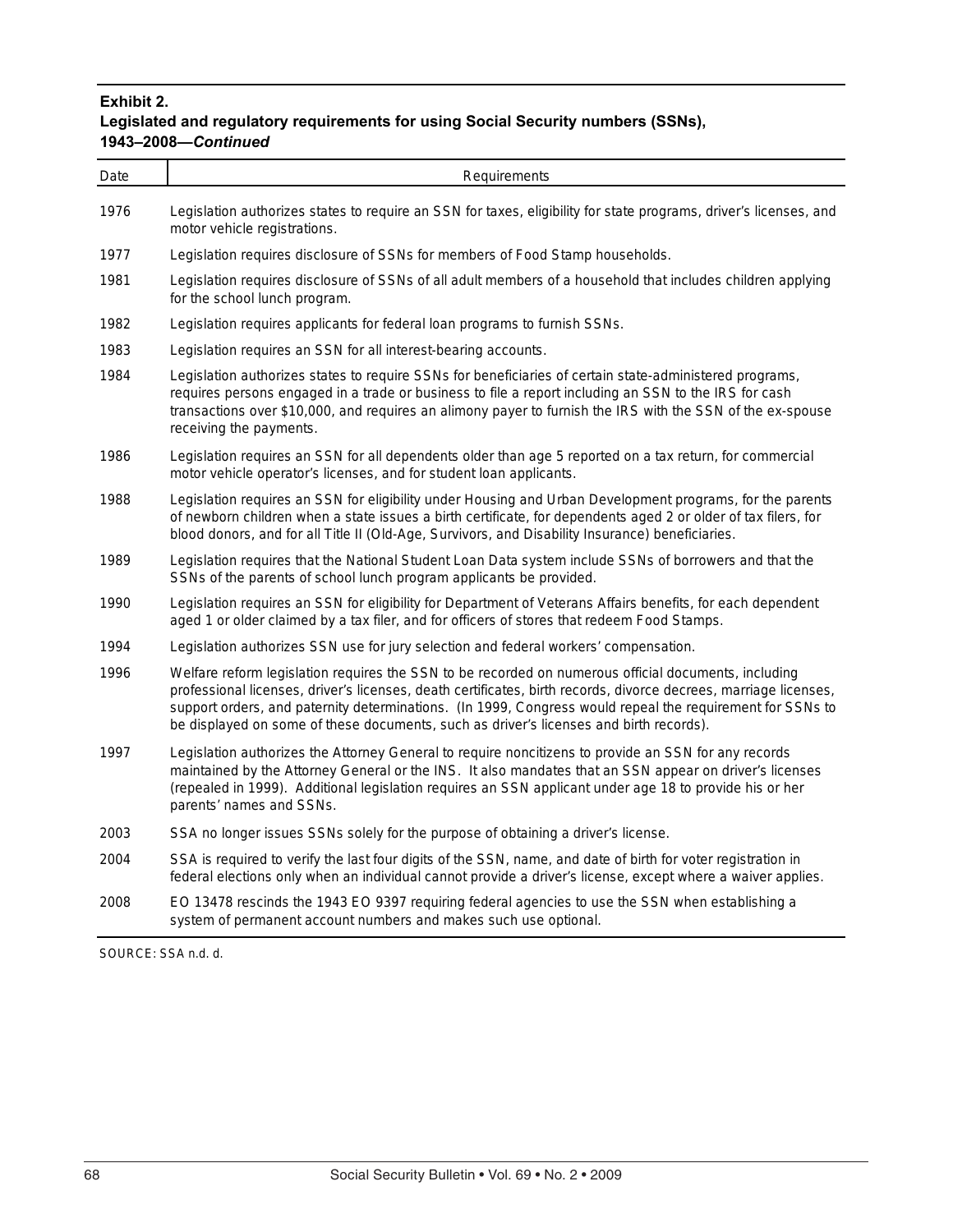**Exhibit 2.**
**Legislated and regulatory requirements for using Social Security numbers (SSNs), 1943–2008—*Continued***

| Date | Requirements |
|---|---|
| 1976 | Legislation authorizes states to require an SSN for taxes, eligibility for state programs, driver's licenses, and motor vehicle registrations. |
| 1977 | Legislation requires disclosure of SSNs for members of Food Stamp households. |
| 1981 | Legislation requires disclosure of SSNs of all adult members of a household that includes children applying for the school lunch program. |
| 1982 | Legislation requires applicants for federal loan programs to furnish SSNs. |
| 1983 | Legislation requires an SSN for all interest-bearing accounts. |
| 1984 | Legislation authorizes states to require SSNs for beneficiaries of certain state-administered programs, requires persons engaged in a trade or business to file a report including an SSN to the IRS for cash transactions over $10,000, and requires an alimony payer to furnish the IRS with the SSN of the ex-spouse receiving the payments. |
| 1986 | Legislation requires an SSN for all dependents older than age 5 reported on a tax return, for commercial motor vehicle operator's licenses, and for student loan applicants. |
| 1988 | Legislation requires an SSN for eligibility under Housing and Urban Development programs, for the parents of newborn children when a state issues a birth certificate, for dependents aged 2 or older of tax filers, for blood donors, and for all Title II (Old-Age, Survivors, and Disability Insurance) beneficiaries. |
| 1989 | Legislation requires that the National Student Loan Data system include SSNs of borrowers and that the SSNs of the parents of school lunch program applicants be provided. |
| 1990 | Legislation requires an SSN for eligibility for Department of Veterans Affairs benefits, for each dependent aged 1 or older claimed by a tax filer, and for officers of stores that redeem Food Stamps. |
| 1994 | Legislation authorizes SSN use for jury selection and federal workers' compensation. |
| 1996 | Welfare reform legislation requires the SSN to be recorded on numerous official documents, including professional licenses, driver's licenses, death certificates, birth records, divorce decrees, marriage licenses, support orders, and paternity determinations. (In 1999, Congress would repeal the requirement for SSNs to be displayed on some of these documents, such as driver's licenses and birth records). |
| 1997 | Legislation authorizes the Attorney General to require noncitizens to provide an SSN for any records maintained by the Attorney General or the INS. It also mandates that an SSN appear on driver's licenses (repealed in 1999). Additional legislation requires an SSN applicant under age 18 to provide his or her parents' names and SSNs. |
| 2003 | SSA no longer issues SSNs solely for the purpose of obtaining a driver's license. |
| 2004 | SSA is required to verify the last four digits of the SSN, name, and date of birth for voter registration in federal elections only when an individual cannot provide a driver's license, except where a waiver applies. |
| 2008 | EO 13478 rescinds the 1943 EO 9397 requiring federal agencies to use the SSN when establishing a system of permanent account numbers and makes such use optional. |

SOURCE: SSA n.d. d.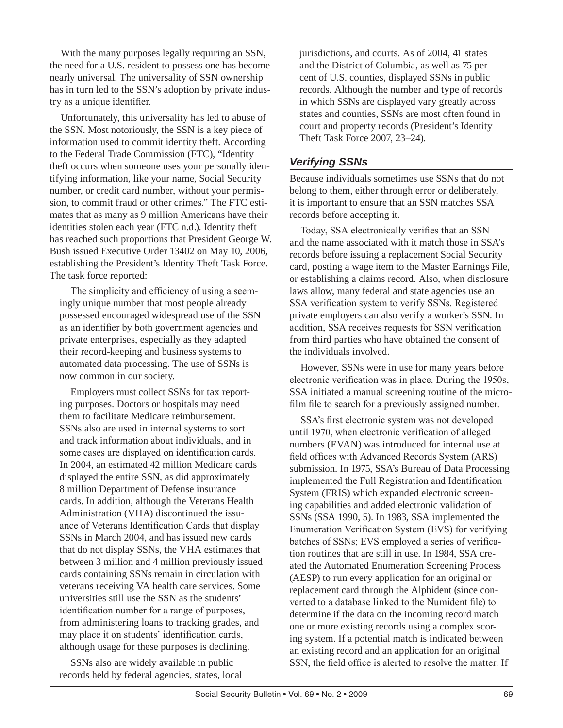With the many purposes legally requiring an SSN, the need for a U.S. resident to possess one has become nearly universal. The universality of SSN ownership has in turn led to the SSN's adoption by private industry as a unique identifier.

Unfortunately, this universality has led to abuse of the SSN. Most notoriously, the SSN is a key piece of information used to commit identity theft. According to the Federal Trade Commission (FTC), "Identity theft occurs when someone uses your personally identifying information, like your name, Social Security number, or credit card number, without your permission, to commit fraud or other crimes." The FTC estimates that as many as 9 million Americans have their identities stolen each year (FTC n.d.). Identity theft has reached such proportions that President George W. Bush issued Executive Order 13402 on May 10, 2006, establishing the President's Identity Theft Task Force. The task force reported:

> The simplicity and efficiency of using a seemingly unique number that most people already possessed encouraged widespread use of the SSN as an identifier by both government agencies and private enterprises, especially as they adapted their record-keeping and business systems to automated data processing. The use of SSNs is now common in our society.
>
> Employers must collect SSNs for tax reporting purposes. Doctors or hospitals may need them to facilitate Medicare reimbursement. SSNs also are used in internal systems to sort and track information about individuals, and in some cases are displayed on identification cards. In 2004, an estimated 42 million Medicare cards displayed the entire SSN, as did approximately 8 million Department of Defense insurance cards. In addition, although the Veterans Health Administration (VHA) discontinued the issuance of Veterans Identification Cards that display SSNs in March 2004, and has issued new cards that do not display SSNs, the VHA estimates that between 3 million and 4 million previously issued cards containing SSNs remain in circulation with veterans receiving VA health care services. Some universities still use the SSN as the students' identification number for a range of purposes, from administering loans to tracking grades, and may place it on students' identification cards, although usage for these purposes is declining.
>
> SSNs also are widely available in public records held by federal agencies, states, local jurisdictions, and courts. As of 2004, 41 states and the District of Columbia, as well as 75 percent of U.S. counties, displayed SSNs in public records. Although the number and type of records in which SSNs are displayed vary greatly across states and counties, SSNs are most often found in court and property records (President's Identity Theft Task Force 2007, 23–24).

## Verifying SSNs

Because individuals sometimes use SSNs that do not belong to them, either through error or deliberately, it is important to ensure that an SSN matches SSA records before accepting it.

Today, SSA electronically verifies that an SSN and the name associated with it match those in SSA's records before issuing a replacement Social Security card, posting a wage item to the Master Earnings File, or establishing a claims record. Also, when disclosure laws allow, many federal and state agencies use an SSA verification system to verify SSNs. Registered private employers can also verify a worker's SSN. In addition, SSA receives requests for SSN verification from third parties who have obtained the consent of the individuals involved.

However, SSNs were in use for many years before electronic verification was in place. During the 1950s, SSA initiated a manual screening routine of the microfilm file to search for a previously assigned number.

SSA's first electronic system was not developed until 1970, when electronic verification of alleged numbers (EVAN) was introduced for internal use at field offices with Advanced Records System (ARS) submission. In 1975, SSA's Bureau of Data Processing implemented the Full Registration and Identification System (FRIS) which expanded electronic screening capabilities and added electronic validation of SSNs (SSA 1990, 5). In 1983, SSA implemented the Enumeration Verification System (EVS) for verifying batches of SSNs; EVS employed a series of verification routines that are still in use. In 1984, SSA created the Automated Enumeration Screening Process (AESP) to run every application for an original or replacement card through the Alphident (since converted to a database linked to the Numident file) to determine if the data on the incoming record match one or more existing records using a complex scoring system. If a potential match is indicated between an existing record and an application for an original SSN, the field office is alerted to resolve the matter. If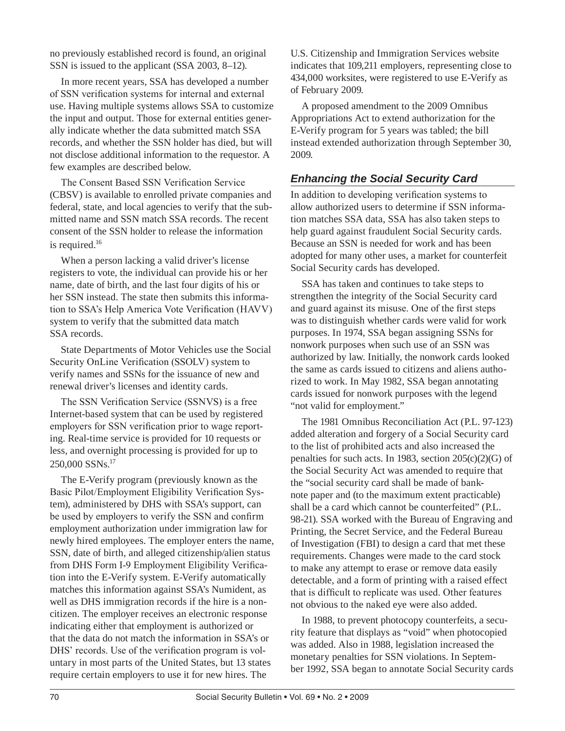no previously established record is found, an original SSN is issued to the applicant (SSA 2003, 8–12).

In more recent years, SSA has developed a number of SSN verification systems for internal and external use. Having multiple systems allows SSA to customize the input and output. Those for external entities generally indicate whether the data submitted match SSA records, and whether the SSN holder has died, but will not disclose additional information to the requestor. A few examples are described below.

The Consent Based SSN Verification Service (CBSV) is available to enrolled private companies and federal, state, and local agencies to verify that the submitted name and SSN match SSA records. The recent consent of the SSN holder to release the information is required.[16]

When a person lacking a valid driver's license registers to vote, the individual can provide his or her name, date of birth, and the last four digits of his or her SSN instead. The state then submits this information to SSA's Help America Vote Verification (HAVV) system to verify that the submitted data match SSA records.

State Departments of Motor Vehicles use the Social Security OnLine Verification (SSOLV) system to verify names and SSNs for the issuance of new and renewal driver's licenses and identity cards.

The SSN Verification Service (SSNVS) is a free Internet-based system that can be used by registered employers for SSN verification prior to wage reporting. Real-time service is provided for 10 requests or less, and overnight processing is provided for up to 250,000 SSNs.[17]

The E-Verify program (previously known as the Basic Pilot/Employment Eligibility Verification System), administered by DHS with SSA's support, can be used by employers to verify the SSN and confirm employment authorization under immigration law for newly hired employees. The employer enters the name, SSN, date of birth, and alleged citizenship/alien status from DHS Form I-9 Employment Eligibility Verification into the E-Verify system. E-Verify automatically matches this information against SSA's Numident, as well as DHS immigration records if the hire is a noncitizen. The employer receives an electronic response indicating either that employment is authorized or that the data do not match the information in SSA's or DHS' records. Use of the verification program is voluntary in most parts of the United States, but 13 states require certain employers to use it for new hires. The U.S. Citizenship and Immigration Services website indicates that 109,211 employers, representing close to 434,000 worksites, were registered to use E-Verify as of February 2009.

A proposed amendment to the 2009 Omnibus Appropriations Act to extend authorization for the E-Verify program for 5 years was tabled; the bill instead extended authorization through September 30, 2009.

## *Enhancing the Social Security Card*

In addition to developing verification systems to allow authorized users to determine if SSN information matches SSA data, SSA has also taken steps to help guard against fraudulent Social Security cards. Because an SSN is needed for work and has been adopted for many other uses, a market for counterfeit Social Security cards has developed.

SSA has taken and continues to take steps to strengthen the integrity of the Social Security card and guard against its misuse. One of the first steps was to distinguish whether cards were valid for work purposes. In 1974, SSA began assigning SSNs for nonwork purposes when such use of an SSN was authorized by law. Initially, the nonwork cards looked the same as cards issued to citizens and aliens authorized to work. In May 1982, SSA began annotating cards issued for nonwork purposes with the legend "not valid for employment."

The 1981 Omnibus Reconciliation Act (P.L. 97-123) added alteration and forgery of a Social Security card to the list of prohibited acts and also increased the penalties for such acts. In 1983, section 205(c)(2)(G) of the Social Security Act was amended to require that the "social security card shall be made of banknote paper and (to the maximum extent practicable) shall be a card which cannot be counterfeited" (P.L. 98-21). SSA worked with the Bureau of Engraving and Printing, the Secret Service, and the Federal Bureau of Investigation (FBI) to design a card that met these requirements. Changes were made to the card stock to make any attempt to erase or remove data easily detectable, and a form of printing with a raised effect that is difficult to replicate was used. Other features not obvious to the naked eye were also added.

In 1988, to prevent photocopy counterfeits, a security feature that displays as "void" when photocopied was added. Also in 1988, legislation increased the monetary penalties for SSN violations. In September 1992, SSA began to annotate Social Security cards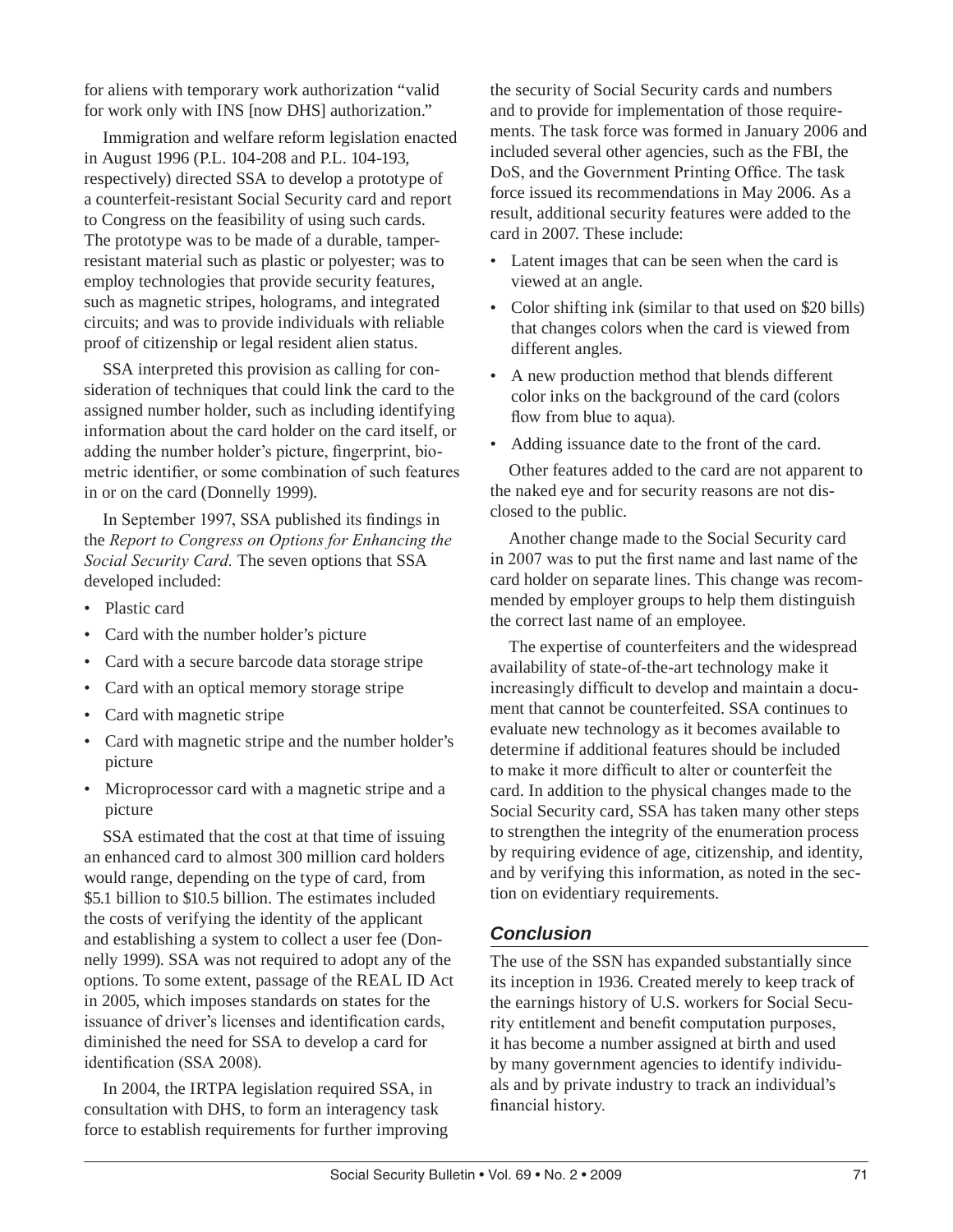for aliens with temporary work authorization "valid for work only with INS [now DHS] authorization."

Immigration and welfare reform legislation enacted in August 1996 (P.L. 104-208 and P.L. 104-193, respectively) directed SSA to develop a prototype of a counterfeit-resistant Social Security card and report to Congress on the feasibility of using such cards. The prototype was to be made of a durable, tamper-resistant material such as plastic or polyester; was to employ technologies that provide security features, such as magnetic stripes, holograms, and integrated circuits; and was to provide individuals with reliable proof of citizenship or legal resident alien status.

SSA interpreted this provision as calling for consideration of techniques that could link the card to the assigned number holder, such as including identifying information about the card holder on the card itself, or adding the number holder's picture, fingerprint, biometric identifier, or some combination of such features in or on the card (Donnelly 1999).

In September 1997, SSA published its findings in the *Report to Congress on Options for Enhancing the Social Security Card.* The seven options that SSA developed included:

- Plastic card
- Card with the number holder's picture
- Card with a secure barcode data storage stripe
- Card with an optical memory storage stripe
- Card with magnetic stripe
- Card with magnetic stripe and the number holder's picture
- Microprocessor card with a magnetic stripe and a picture

SSA estimated that the cost at that time of issuing an enhanced card to almost 300 million card holders would range, depending on the type of card, from $5.1 billion to $10.5 billion. The estimates included the costs of verifying the identity of the applicant and establishing a system to collect a user fee (Donnelly 1999). SSA was not required to adopt any of the options. To some extent, passage of the REAL ID Act in 2005, which imposes standards on states for the issuance of driver's licenses and identification cards, diminished the need for SSA to develop a card for identification (SSA 2008).

In 2004, the IRTPA legislation required SSA, in consultation with DHS, to form an interagency task force to establish requirements for further improving the security of Social Security cards and numbers and to provide for implementation of those requirements. The task force was formed in January 2006 and included several other agencies, such as the FBI, the DoS, and the Government Printing Office. The task force issued its recommendations in May 2006. As a result, additional security features were added to the card in 2007. These include:

- Latent images that can be seen when the card is viewed at an angle.
- Color shifting ink (similar to that used on $20 bills) that changes colors when the card is viewed from different angles.
- A new production method that blends different color inks on the background of the card (colors flow from blue to aqua).
- Adding issuance date to the front of the card.

Other features added to the card are not apparent to the naked eye and for security reasons are not disclosed to the public.

Another change made to the Social Security card in 2007 was to put the first name and last name of the card holder on separate lines. This change was recommended by employer groups to help them distinguish the correct last name of an employee.

The expertise of counterfeiters and the widespread availability of state-of-the-art technology make it increasingly difficult to develop and maintain a document that cannot be counterfeited. SSA continues to evaluate new technology as it becomes available to determine if additional features should be included to make it more difficult to alter or counterfeit the card. In addition to the physical changes made to the Social Security card, SSA has taken many other steps to strengthen the integrity of the enumeration process by requiring evidence of age, citizenship, and identity, and by verifying this information, as noted in the section on evidentiary requirements.

## Conclusion

The use of the SSN has expanded substantially since its inception in 1936. Created merely to keep track of the earnings history of U.S. workers for Social Security entitlement and benefit computation purposes, it has become a number assigned at birth and used by many government agencies to identify individuals and by private industry to track an individual's financial history.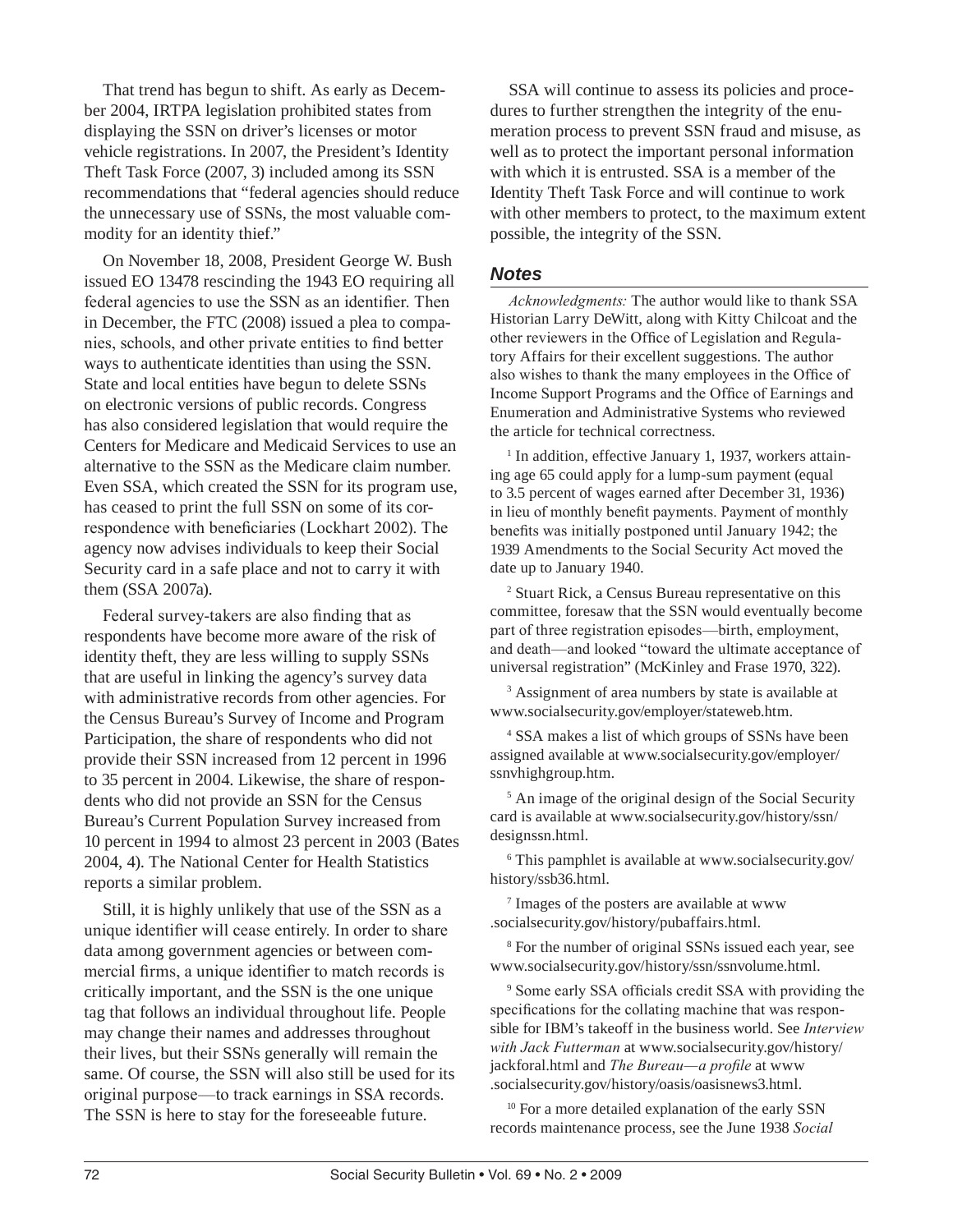That trend has begun to shift. As early as December 2004, IRTPA legislation prohibited states from displaying the SSN on driver's licenses or motor vehicle registrations. In 2007, the President's Identity Theft Task Force (2007, 3) included among its SSN recommendations that "federal agencies should reduce the unnecessary use of SSNs, the most valuable commodity for an identity thief."

On November 18, 2008, President George W. Bush issued EO 13478 rescinding the 1943 EO requiring all federal agencies to use the SSN as an identifier. Then in December, the FTC (2008) issued a plea to companies, schools, and other private entities to find better ways to authenticate identities than using the SSN. State and local entities have begun to delete SSNs on electronic versions of public records. Congress has also considered legislation that would require the Centers for Medicare and Medicaid Services to use an alternative to the SSN as the Medicare claim number. Even SSA, which created the SSN for its program use, has ceased to print the full SSN on some of its correspondence with beneficiaries (Lockhart 2002). The agency now advises individuals to keep their Social Security card in a safe place and not to carry it with them (SSA 2007a).

Federal survey-takers are also finding that as respondents have become more aware of the risk of identity theft, they are less willing to supply SSNs that are useful in linking the agency's survey data with administrative records from other agencies. For the Census Bureau's Survey of Income and Program Participation, the share of respondents who did not provide their SSN increased from 12 percent in 1996 to 35 percent in 2004. Likewise, the share of respondents who did not provide an SSN for the Census Bureau's Current Population Survey increased from 10 percent in 1994 to almost 23 percent in 2003 (Bates 2004, 4). The National Center for Health Statistics reports a similar problem.

Still, it is highly unlikely that use of the SSN as a unique identifier will cease entirely. In order to share data among government agencies or between commercial firms, a unique identifier to match records is critically important, and the SSN is the one unique tag that follows an individual throughout life. People may change their names and addresses throughout their lives, but their SSNs generally will remain the same. Of course, the SSN will also still be used for its original purpose—to track earnings in SSA records. The SSN is here to stay for the foreseeable future.

SSA will continue to assess its policies and procedures to further strengthen the integrity of the enumeration process to prevent SSN fraud and misuse, as well as to protect the important personal information with which it is entrusted. SSA is a member of the Identity Theft Task Force and will continue to work with other members to protect, to the maximum extent possible, the integrity of the SSN.

## Notes

*Acknowledgments:* The author would like to thank SSA Historian Larry DeWitt, along with Kitty Chilcoat and the other reviewers in the Office of Legislation and Regulatory Affairs for their excellent suggestions. The author also wishes to thank the many employees in the Office of Income Support Programs and the Office of Earnings and Enumeration and Administrative Systems who reviewed the article for technical correctness.

[1] In addition, effective January 1, 1937, workers attaining age 65 could apply for a lump-sum payment (equal to 3.5 percent of wages earned after December 31, 1936) in lieu of monthly benefit payments. Payment of monthly benefits was initially postponed until January 1942; the 1939 Amendments to the Social Security Act moved the date up to January 1940.

[2] Stuart Rick, a Census Bureau representative on this committee, foresaw that the SSN would eventually become part of three registration episodes—birth, employment, and death—and looked "toward the ultimate acceptance of universal registration" (McKinley and Frase 1970, 322).

[3] Assignment of area numbers by state is available at www.socialsecurity.gov/employer/stateweb.htm.

[4] SSA makes a list of which groups of SSNs have been assigned available at www.socialsecurity.gov/employer/ssnvhighgroup.htm.

[5] An image of the original design of the Social Security card is available at www.socialsecurity.gov/history/ssn/designssn.html.

[6] This pamphlet is available at www.socialsecurity.gov/history/ssb36.html.

[7] Images of the posters are available at www.socialsecurity.gov/history/pubaffairs.html.

[8] For the number of original SSNs issued each year, see www.socialsecurity.gov/history/ssn/ssnvolume.html.

[9] Some early SSA officials credit SSA with providing the specifications for the collating machine that was responsible for IBM's takeoff in the business world. See *Interview with Jack Futterman* at www.socialsecurity.gov/history/jackforal.html and *The Bureau—a profile* at www.socialsecurity.gov/history/oasis/oasisnews3.html.

[10] For a more detailed explanation of the early SSN records maintenance process, see the June 1938 *Social*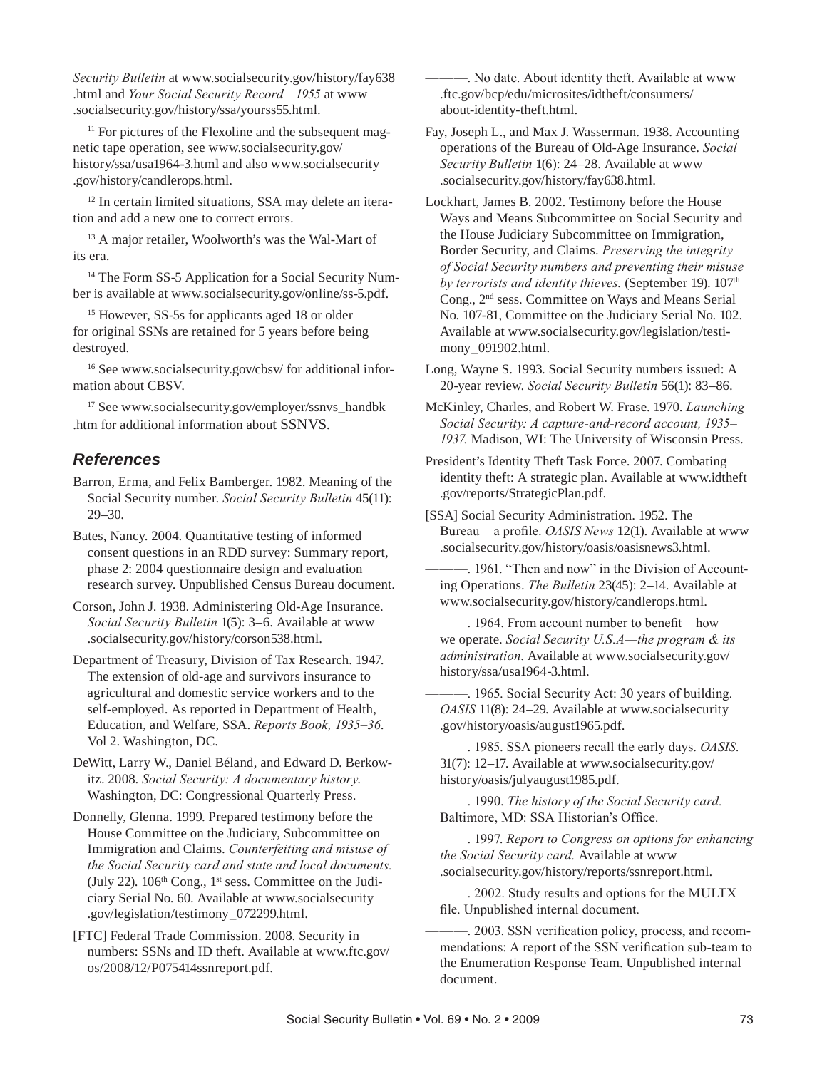*Security Bulletin* at www.socialsecurity.gov/history/fay638.html and *Your Social Security Record—1955* at www.socialsecurity.gov/history/ssa/yourss55.html.

[11] For pictures of the Flexoline and the subsequent magnetic tape operation, see www.socialsecurity.gov/history/ssa/usa1964-3.html and also www.socialsecurity.gov/history/candlerops.html.

[12] In certain limited situations, SSA may delete an iteration and add a new one to correct errors.

[13] A major retailer, Woolworth's was the Wal-Mart of its era.

[14] The Form SS-5 Application for a Social Security Number is available at www.socialsecurity.gov/online/ss-5.pdf.

[15] However, SS-5s for applicants aged 18 or older for original SSNs are retained for 5 years before being destroyed.

[16] See www.socialsecurity.gov/cbsv/ for additional information about CBSV.

[17] See www.socialsecurity.gov/employer/ssnvs_handbk.htm for additional information about SSNVS.

## References

Barron, Erma, and Felix Bamberger. 1982. Meaning of the Social Security number. *Social Security Bulletin* 45(11): 29–30.

Bates, Nancy. 2004. Quantitative testing of informed consent questions in an RDD survey: Summary report, phase 2: 2004 questionnaire design and evaluation research survey. Unpublished Census Bureau document.

Corson, John J. 1938. Administering Old-Age Insurance. *Social Security Bulletin* 1(5): 3–6. Available at www.socialsecurity.gov/history/corson538.html.

Department of Treasury, Division of Tax Research. 1947. The extension of old-age and survivors insurance to agricultural and domestic service workers and to the self-employed. As reported in Department of Health, Education, and Welfare, SSA. *Reports Book, 1935–36*. Vol 2. Washington, DC.

DeWitt, Larry W., Daniel Béland, and Edward D. Berkowitz. 2008. *Social Security: A documentary history.* Washington, DC: Congressional Quarterly Press.

Donnelly, Glenna. 1999. Prepared testimony before the House Committee on the Judiciary, Subcommittee on Immigration and Claims. *Counterfeiting and misuse of the Social Security card and state and local documents.* (July 22). 106th Cong., 1st sess. Committee on the Judiciary Serial No. 60. Available at www.socialsecurity.gov/legislation/testimony_072299.html.

[FTC] Federal Trade Commission. 2008. Security in numbers: SSNs and ID theft. Available at www.ftc.gov/os/2008/12/P075414ssnreport.pdf.

———. No date. About identity theft. Available at www.ftc.gov/bcp/edu/microsites/idtheft/consumers/about-identity-theft.html.

Fay, Joseph L., and Max J. Wasserman. 1938. Accounting operations of the Bureau of Old-Age Insurance. *Social Security Bulletin* 1(6): 24–28. Available at www.socialsecurity.gov/history/fay638.html.

Lockhart, James B. 2002. Testimony before the House Ways and Means Subcommittee on Social Security and the House Judiciary Subcommittee on Immigration, Border Security, and Claims. *Preserving the integrity of Social Security numbers and preventing their misuse by terrorists and identity thieves.* (September 19). 107th Cong., 2nd sess. Committee on Ways and Means Serial No. 107-81, Committee on the Judiciary Serial No. 102. Available at www.socialsecurity.gov/legislation/testimony_091902.html.

Long, Wayne S. 1993. Social Security numbers issued: A 20-year review. *Social Security Bulletin* 56(1): 83–86.

McKinley, Charles, and Robert W. Frase. 1970. *Launching Social Security: A capture-and-record account, 1935–1937.* Madison, WI: The University of Wisconsin Press.

President's Identity Theft Task Force. 2007. Combating identity theft: A strategic plan. Available at www.idtheft.gov/reports/StrategicPlan.pdf.

[SSA] Social Security Administration. 1952. The Bureau—a profile. *OASIS News* 12(1). Available at www.socialsecurity.gov/history/oasis/oasisnews3.html.

———. 1961. "Then and now" in the Division of Accounting Operations. *The Bulletin* 23(45): 2–14. Available at www.socialsecurity.gov/history/candlerops.html.

———. 1964. From account number to benefit—how we operate. *Social Security U.S.A—the program & its administration*. Available at www.socialsecurity.gov/history/ssa/usa1964-3.html.

———. 1965. Social Security Act: 30 years of building. *OASIS* 11(8): 24–29. Available at www.socialsecurity.gov/history/oasis/august1965.pdf.

———. 1985. SSA pioneers recall the early days. *OASIS.* 31(7): 12–17. Available at www.socialsecurity.gov/history/oasis/julyaugust1985.pdf.

———. 1990. *The history of the Social Security card.* Baltimore, MD: SSA Historian's Office.

———. 1997. *Report to Congress on options for enhancing the Social Security card.* Available at www.socialsecurity.gov/history/reports/ssnreport.html.

———. 2002. Study results and options for the MULTX file. Unpublished internal document.

———. 2003. SSN verification policy, process, and recommendations: A report of the SSN verification sub-team to the Enumeration Response Team. Unpublished internal document.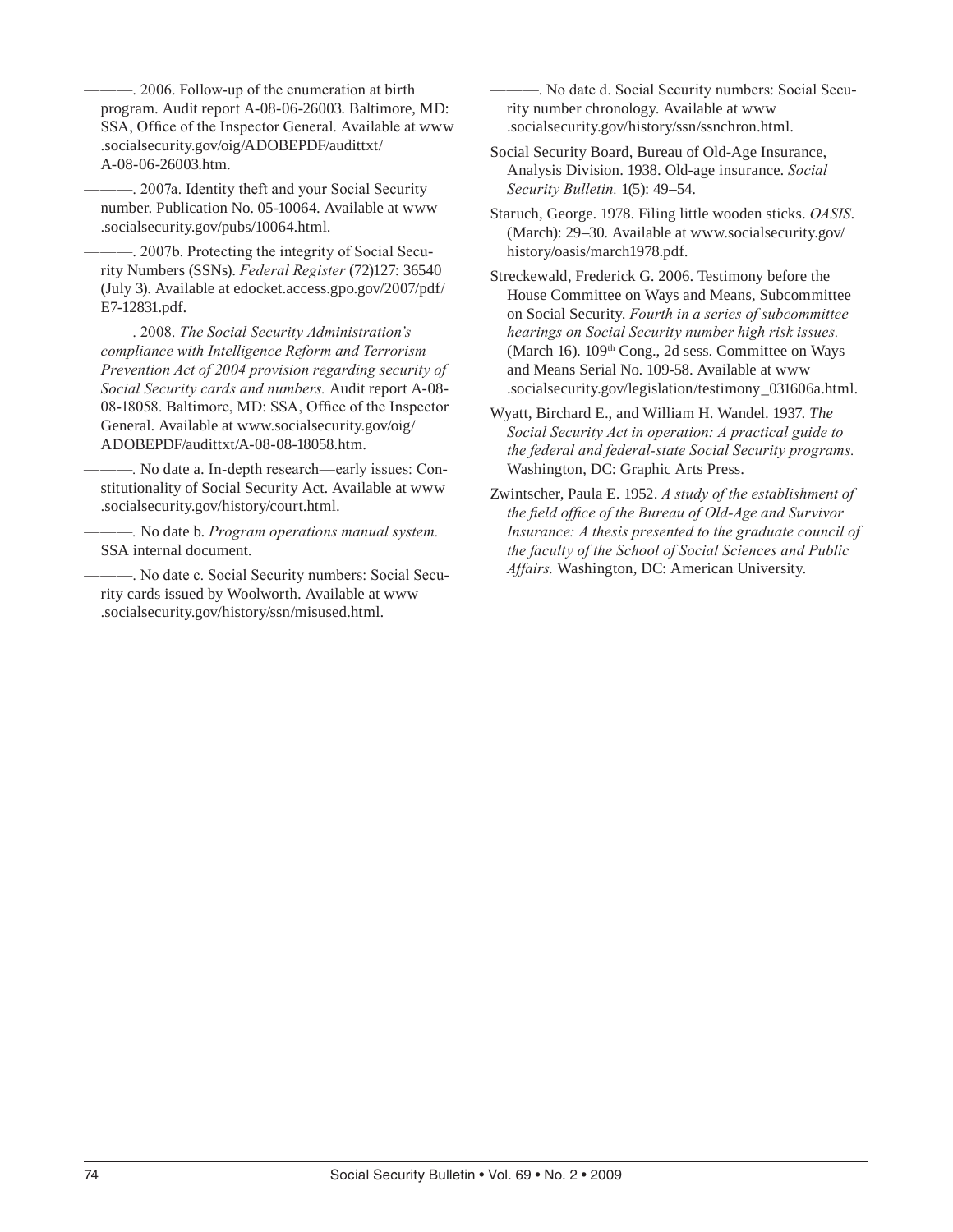———. 2006. Follow-up of the enumeration at birth program. Audit report A-08-06-26003. Baltimore, MD: SSA, Office of the Inspector General. Available at www.socialsecurity.gov/oig/ADOBEPDF/audittxt/A-08-06-26003.htm.

———. 2007a. Identity theft and your Social Security number. Publication No. 05-10064. Available at www.socialsecurity.gov/pubs/10064.html.

———. 2007b. Protecting the integrity of Social Security Numbers (SSNs). *Federal Register* (72)127: 36540 (July 3). Available at edocket.access.gpo.gov/2007/pdf/E7-12831.pdf.

———. 2008. *The Social Security Administration's compliance with Intelligence Reform and Terrorism Prevention Act of 2004 provision regarding security of Social Security cards and numbers.* Audit report A-08-08-18058. Baltimore, MD: SSA, Office of the Inspector General. Available at www.socialsecurity.gov/oig/ADOBEPDF/audittxt/A-08-08-18058.htm.

———. No date a. In-depth research—early issues: Constitutionality of Social Security Act. Available at www.socialsecurity.gov/history/court.html.

———. No date b. *Program operations manual system.* SSA internal document.

———. No date c. Social Security numbers: Social Security cards issued by Woolworth. Available at www.socialsecurity.gov/history/ssn/misused.html.

———. No date d. Social Security numbers: Social Security number chronology. Available at www.socialsecurity.gov/history/ssn/ssnchron.html.

Social Security Board, Bureau of Old-Age Insurance, Analysis Division. 1938. Old-age insurance. *Social Security Bulletin.* 1(5): 49–54.

Staruch, George. 1978. Filing little wooden sticks. *OASIS.* (March): 29–30. Available at www.socialsecurity.gov/history/oasis/march1978.pdf.

Streckewald, Frederick G. 2006. Testimony before the House Committee on Ways and Means, Subcommittee on Social Security. *Fourth in a series of subcommittee hearings on Social Security number high risk issues.* (March 16). 109th Cong., 2d sess. Committee on Ways and Means Serial No. 109-58. Available at www.socialsecurity.gov/legislation/testimony_031606a.html.

Wyatt, Birchard E., and William H. Wandel. 1937. *The Social Security Act in operation: A practical guide to the federal and federal-state Social Security programs.* Washington, DC: Graphic Arts Press.

Zwintscher, Paula E. 1952. *A study of the establishment of the field office of the Bureau of Old-Age and Survivor Insurance: A thesis presented to the graduate council of the faculty of the School of Social Sciences and Public Affairs.* Washington, DC: American University.